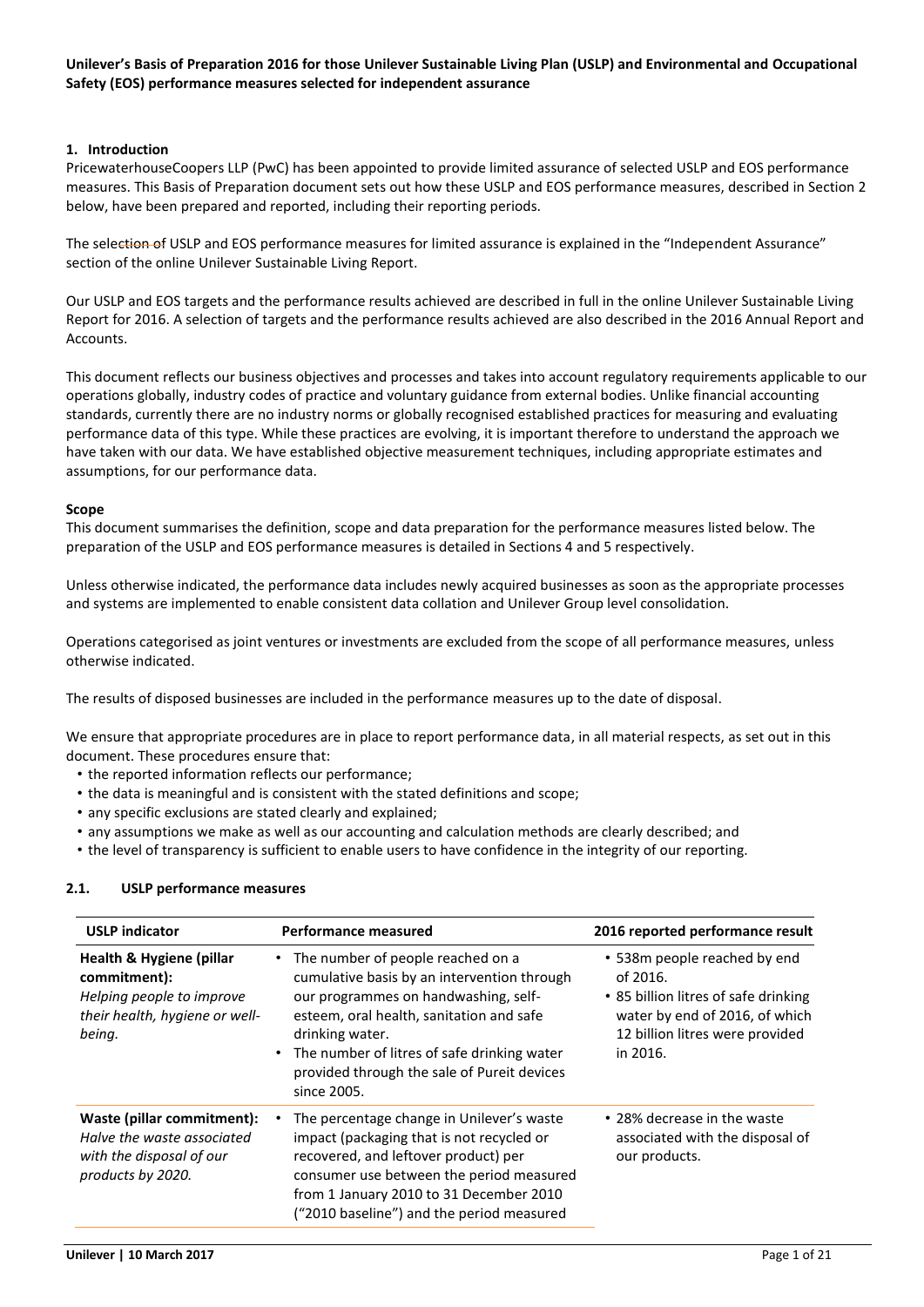**Unilever's Basis of Preparation 2016 for those Unilever Sustainable Living Plan (USLP) and Environmental and Occupational Safety (EOS) performance measures selected for independent assurance**

## 1. Introduction

PricewaterhouseCoopers LLP (PwC) has been appointed to provide limited assurance of selected USLP and EOS performance measures. This Basis of Preparation document sets out how these USLP and EOS performance measures, described in Section 2 below, have been prepared and reported, including their reporting periods.

The selection of USLP and EOS performance measures for limited assurance is explained in the "Independent Assurance" section of the online Unilever Sustainable Living Report.

Our USLP and EOS targets and the performance results achieved are described in full in the online Unilever Sustainable Living Report for 2016. A selection of targets and the performance results achieved are also described in the 2016 Annual Report and Accounts.

This document reflects our business objectives and processes and takes into account regulatory requirements applicable to our operations globally, industry codes of practice and voluntary guidance from external bodies. Unlike financial accounting standards, currently there are no industry norms or globally recognised established practices for measuring and evaluating performance data of this type. While these practices are evolving, it is important therefore to understand the approach we have taken with our data. We have established objective measurement techniques, including appropriate estimates and assumptions, for our performance data.

### Scope

This document summarises the definition, scope and data preparation for the performance measures listed below. The preparation of the USLP and EOS performance measures is detailed in Sections 4 and 5 respectively.

Unless otherwise indicated, the performance data includes newly acquired businesses as soon as the appropriate processes and systems are implemented to enable consistent data collation and Unilever Group level consolidation.

Operations categorised as joint ventures or investments are excluded from the scope of all performance measures, unless otherwise indicated.

The results of disposed businesses are included in the performance measures up to the date of disposal.

We ensure that appropriate procedures are in place to report performance data, in all material respects, as set out in this document. These procedures ensure that:

- the reported information reflects our performance;
- the data is meaningful and is consistent with the stated definitions and scope;
- any specific exclusions are stated clearly and explained;
- any assumptions we make as well as our accounting and calculation methods are clearly described; and
- the level of transparency is sufficient to enable users to have confidence in the integrity of our reporting.

### 2.1. USLP performance measures

| USLP indicator | Performance measured | 2016 reported performance result |
|---|---|---|
| **Health & Hygiene (pillar commitment):** *Helping people to improve their health, hygiene or well-being.* | • The number of people reached on a cumulative basis by an intervention through our programmes on handwashing, self-esteem, oral health, sanitation and safe drinking water.<br>• The number of litres of safe drinking water provided through the sale of Pureit devices since 2005. | • 538m people reached by end of 2016.<br>• 85 billion litres of safe drinking water by end of 2016, of which 12 billion litres were provided in 2016. |
| **Waste (pillar commitment):** *Halve the waste associated with the disposal of our products by 2020.* | • The percentage change in Unilever's waste impact (packaging that is not recycled or recovered, and leftover product) per consumer use between the period measured from 1 January 2010 to 31 December 2010 ("2010 baseline") and the period measured | • 28% decrease in the waste associated with the disposal of our products. |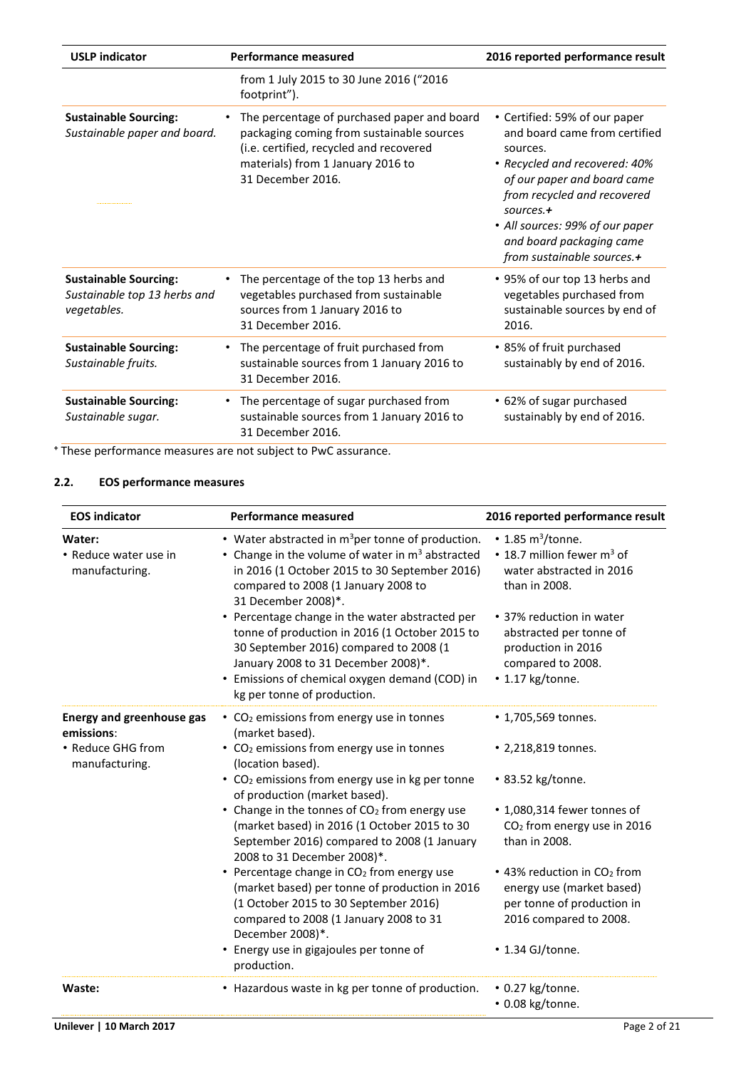| USLP indicator | Performance measured | 2016 reported performance result |
|---|---|---|
| | from 1 July 2015 to 30 June 2016 ("2016 footprint"). | |
| **Sustainable Sourcing:** *Sustainable paper and board.* | • The percentage of purchased paper and board packaging coming from sustainable sources (i.e. certified, recycled and recovered materials) from 1 January 2016 to 31 December 2016. | • Certified: 59% of our paper and board came from certified sources. • *Recycled and recovered: 40% of our paper and board came from recycled and recovered sources.+* • *All sources: 99% of our paper and board packaging came from sustainable sources.+* |
| **Sustainable Sourcing:** *Sustainable top 13 herbs and vegetables.* | • The percentage of the top 13 herbs and vegetables purchased from sustainable sources from 1 January 2016 to 31 December 2016. | • 95% of our top 13 herbs and vegetables purchased from sustainable sources by end of 2016. |
| **Sustainable Sourcing:** *Sustainable fruits.* | • The percentage of fruit purchased from sustainable sources from 1 January 2016 to 31 December 2016. | • 85% of fruit purchased sustainably by end of 2016. |
| **Sustainable Sourcing:** *Sustainable sugar.* | • The percentage of sugar purchased from sustainable sources from 1 January 2016 to 31 December 2016. | • 62% of sugar purchased sustainably by end of 2016. |

+ These performance measures are not subject to PwC assurance.

## 2.2. EOS performance measures

| EOS indicator | Performance measured | 2016 reported performance result |
|---|---|---|
| **Water:** • Reduce water use in manufacturing. | • Water abstracted in $m^3$ per tonne of production. | • 1.85 $m^3$/tonne. |
| | • Change in the volume of water in $m^3$ abstracted in 2016 (1 October 2015 to 30 September 2016) compared to 2008 (1 January 2008 to 31 December 2008)*. | • 18.7 million fewer $m^3$ of water abstracted in 2016 than in 2008. |
| | • Percentage change in the water abstracted per tonne of production in 2016 (1 October 2015 to 30 September 2016) compared to 2008 (1 January 2008 to 31 December 2008)*. | • 37% reduction in water abstracted per tonne of production in 2016 compared to 2008. |
| | • Emissions of chemical oxygen demand (COD) in kg per tonne of production. | • 1.17 kg/tonne. |
| **Energy and greenhouse gas emissions**: • Reduce GHG from manufacturing. | • $CO_2$ emissions from energy use in tonnes (market based). | • 1,705,569 tonnes. |
| | • $CO_2$ emissions from energy use in tonnes (location based). | • 2,218,819 tonnes. |
| | • $CO_2$ emissions from energy use in kg per tonne of production (market based). | • 83.52 kg/tonne. |
| | • Change in the tonnes of $CO_2$ from energy use (market based) in 2016 (1 October 2015 to 30 September 2016) compared to 2008 (1 January 2008 to 31 December 2008)*. | • 1,080,314 fewer tonnes of $CO_2$ from energy use in 2016 than in 2008. |
| | • Percentage change in $CO_2$ from energy use (market based) per tonne of production in 2016 (1 October 2015 to 30 September 2016) compared to 2008 (1 January 2008 to 31 December 2008)*. | • 43% reduction in $CO_2$ from energy use (market based) per tonne of production in 2016 compared to 2008. |
| | • Energy use in gigajoules per tonne of production. | • 1.34 GJ/tonne. |
| **Waste:** | • Hazardous waste in kg per tonne of production. | • 0.27 kg/tonne. • 0.08 kg/tonne. |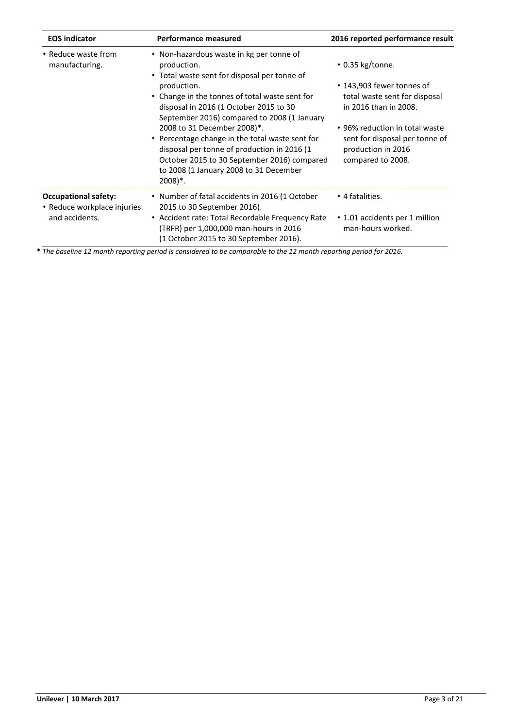| EOS indicator | Performance measured | 2016 reported performance result |
|---|---|---|
| • Reduce waste from manufacturing. | • Non-hazardous waste in kg per tonne of production.<br>• Total waste sent for disposal per tonne of production.<br>• Change in the tonnes of total waste sent for disposal in 2016 (1 October 2015 to 30 September 2016) compared to 2008 (1 January 2008 to 31 December 2008)*.<br>• Percentage change in the total waste sent for disposal per tonne of production in 2016 (1 October 2015 to 30 September 2016) compared to 2008 (1 January 2008 to 31 December 2008)*. | • 0.35 kg/tonne.<br>• 143,903 fewer tonnes of total waste sent for disposal in 2016 than in 2008.<br>• 96% reduction in total waste sent for disposal per tonne of production in 2016 compared to 2008. |
| **Occupational safety:**<br>• Reduce workplace injuries and accidents. | • Number of fatal accidents in 2016 (1 October 2015 to 30 September 2016).<br>• Accident rate: Total Recordable Frequency Rate (TRFR) per 1,000,000 man-hours in 2016 (1 October 2015 to 30 September 2016). | • 4 fatalities.<br>• 1.01 accidents per 1 million man-hours worked. |

***** *The baseline 12 month reporting period is considered to be comparable to the 12 month reporting period for 2016.*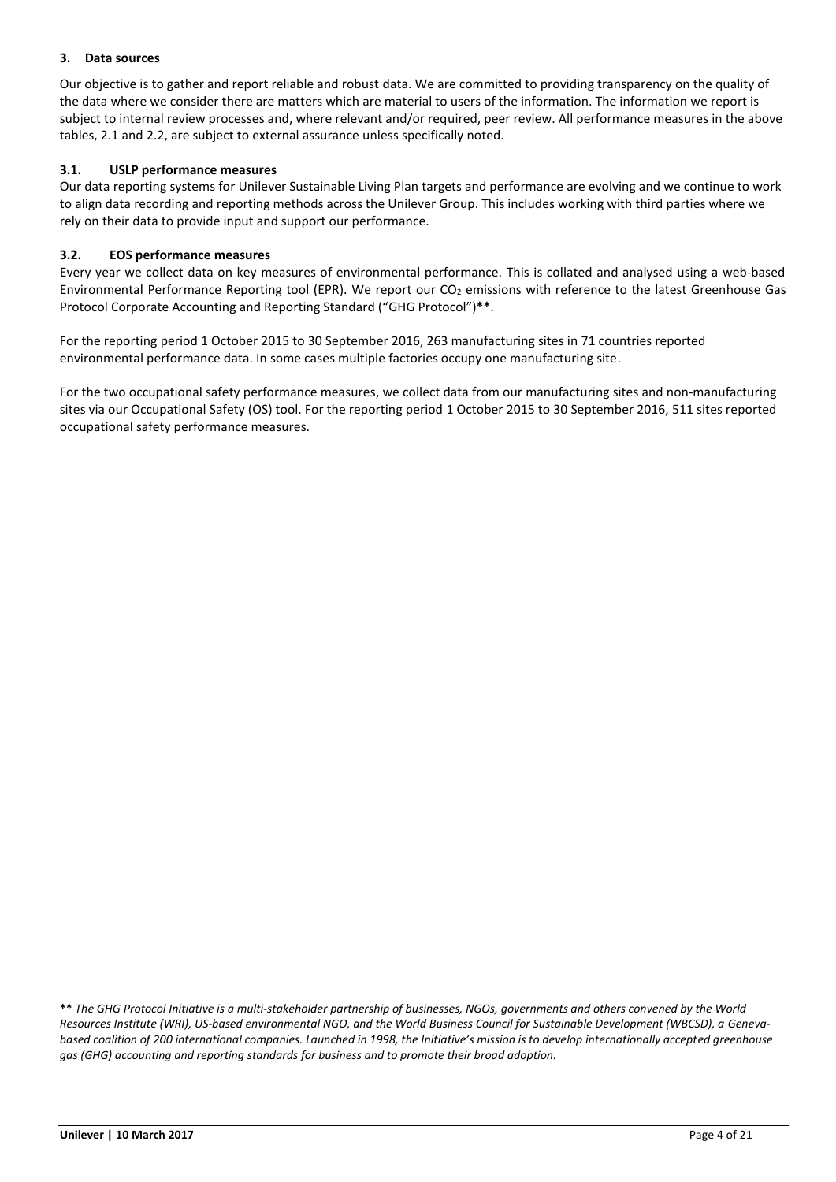## 3. Data sources

Our objective is to gather and report reliable and robust data. We are committed to providing transparency on the quality of the data where we consider there are matters which are material to users of the information. The information we report is subject to internal review processes and, where relevant and/or required, peer review. All performance measures in the above tables, 2.1 and 2.2, are subject to external assurance unless specifically noted.

### 3.1. USLP performance measures

Our data reporting systems for Unilever Sustainable Living Plan targets and performance are evolving and we continue to work to align data recording and reporting methods across the Unilever Group. This includes working with third parties where we rely on their data to provide input and support our performance.

### 3.2. EOS performance measures

Every year we collect data on key measures of environmental performance. This is collated and analysed using a web-based Environmental Performance Reporting tool (EPR). We report our $CO_2$ emissions with reference to the latest Greenhouse Gas Protocol Corporate Accounting and Reporting Standard ("GHG Protocol")**.

For the reporting period 1 October 2015 to 30 September 2016, 263 manufacturing sites in 71 countries reported environmental performance data. In some cases multiple factories occupy one manufacturing site.

For the two occupational safety performance measures, we collect data from our manufacturing sites and non-manufacturing sites via our Occupational Safety (OS) tool. For the reporting period 1 October 2015 to 30 September 2016, 511 sites reported occupational safety performance measures.

** *The GHG Protocol Initiative is a multi-stakeholder partnership of businesses, NGOs, governments and others convened by the World Resources Institute (WRI), US-based environmental NGO, and the World Business Council for Sustainable Development (WBCSD), a Geneva-based coalition of 200 international companies. Launched in 1998, the Initiative's mission is to develop internationally accepted greenhouse gas (GHG) accounting and reporting standards for business and to promote their broad adoption.*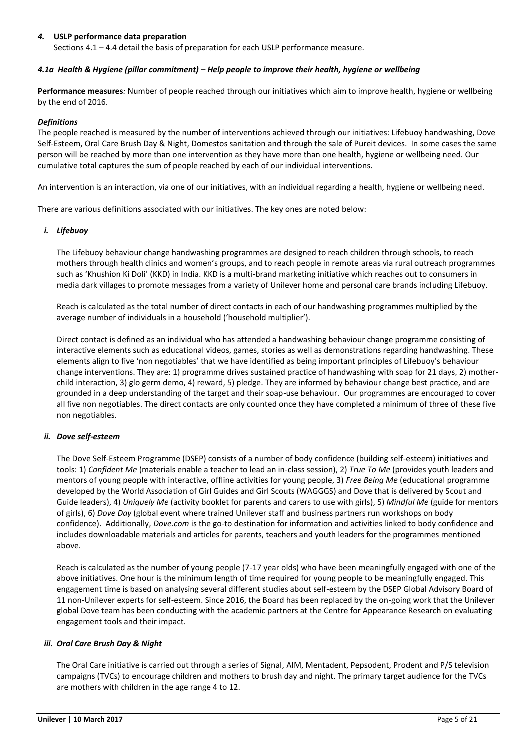## *4.* USLP performance data preparation

Sections 4.1 – 4.4 detail the basis of preparation for each USLP performance measure.

### *4.1a Health & Hygiene (pillar commitment) – Help people to improve their health, hygiene or wellbeing*

**Performance measures***:* Number of people reached through our initiatives which aim to improve health, hygiene or wellbeing by the end of 2016.

***Definitions***

The people reached is measured by the number of interventions achieved through our initiatives: Lifebuoy handwashing, Dove Self-Esteem, Oral Care Brush Day & Night, Domestos sanitation and through the sale of Pureit devices. In some cases the same person will be reached by more than one intervention as they have more than one health, hygiene or wellbeing need. Our cumulative total captures the sum of people reached by each of our individual interventions.

An intervention is an interaction, via one of our initiatives, with an individual regarding a health, hygiene or wellbeing need.

There are various definitions associated with our initiatives. The key ones are noted below:

#### *i. Lifebuoy*

The Lifebuoy behaviour change handwashing programmes are designed to reach children through schools, to reach mothers through health clinics and women's groups, and to reach people in remote areas via rural outreach programmes such as 'Khushion Ki Doli' (KKD) in India. KKD is a multi-brand marketing initiative which reaches out to consumers in media dark villages to promote messages from a variety of Unilever home and personal care brands including Lifebuoy.

Reach is calculated as the total number of direct contacts in each of our handwashing programmes multiplied by the average number of individuals in a household ('household multiplier').

Direct contact is defined as an individual who has attended a handwashing behaviour change programme consisting of interactive elements such as educational videos, games, stories as well as demonstrations regarding handwashing. These elements align to five 'non negotiables' that we have identified as being important principles of Lifebuoy's behaviour change interventions. They are: 1) programme drives sustained practice of handwashing with soap for 21 days, 2) mother-child interaction, 3) glo germ demo, 4) reward, 5) pledge. They are informed by behaviour change best practice, and are grounded in a deep understanding of the target and their soap-use behaviour. Our programmes are encouraged to cover all five non negotiables. The direct contacts are only counted once they have completed a minimum of three of these five non negotiables.

#### *ii. Dove self-esteem*

The Dove Self-Esteem Programme (DSEP) consists of a number of body confidence (building self-esteem) initiatives and tools: 1) *Confident Me* (materials enable a teacher to lead an in-class session), 2) *True To Me* (provides youth leaders and mentors of young people with interactive, offline activities for young people), 3) *Free Being Me* (educational programme developed by the World Association of Girl Guides and Girl Scouts (WAGGGS) and Dove that is delivered by Scout and Guide leaders), 4) *Uniquely Me* (activity booklet for parents and carers to use with girls), 5) *Mindful Me* (guide for mentors of girls), 6) *Dove Day* (global event where trained Unilever staff and business partners run workshops on body confidence). Additionally, *Dove.com* is the go-to destination for information and activities linked to body confidence and includes downloadable materials and articles for parents, teachers and youth leaders for the programmes mentioned above.

Reach is calculated as the number of young people (7-17 year olds) who have been meaningfully engaged with one of the above initiatives. One hour is the minimum length of time required for young people to be meaningfully engaged. This engagement time is based on analysing several different studies about self-esteem by the DSEP Global Advisory Board of 11 non-Unilever experts for self-esteem. Since 2016, the Board has been replaced by the on-going work that the Unilever global Dove team has been conducting with the academic partners at the Centre for Appearance Research on evaluating engagement tools and their impact.

#### *iii. Oral Care Brush Day & Night*

The Oral Care initiative is carried out through a series of Signal, AIM, Mentadent, Pepsodent, Prodent and P/S television campaigns (TVCs) to encourage children and mothers to brush day and night. The primary target audience for the TVCs are mothers with children in the age range 4 to 12.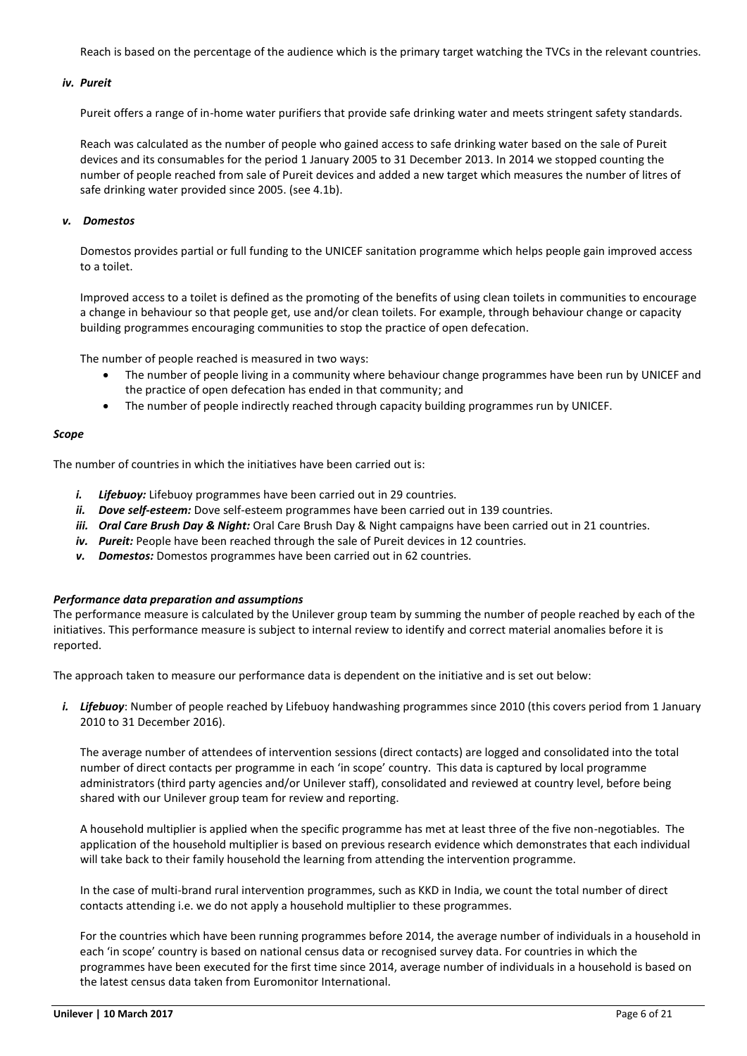Reach is based on the percentage of the audience which is the primary target watching the TVCs in the relevant countries.

*iv. Pureit*

Pureit offers a range of in-home water purifiers that provide safe drinking water and meets stringent safety standards.

Reach was calculated as the number of people who gained access to safe drinking water based on the sale of Pureit devices and its consumables for the period 1 January 2005 to 31 December 2013. In 2014 we stopped counting the number of people reached from sale of Pureit devices and added a new target which measures the number of litres of safe drinking water provided since 2005. (see 4.1b).

*v. Domestos*

Domestos provides partial or full funding to the UNICEF sanitation programme which helps people gain improved access to a toilet.

Improved access to a toilet is defined as the promoting of the benefits of using clean toilets in communities to encourage a change in behaviour so that people get, use and/or clean toilets. For example, through behaviour change or capacity building programmes encouraging communities to stop the practice of open defecation.

The number of people reached is measured in two ways:

- The number of people living in a community where behaviour change programmes have been run by UNICEF and the practice of open defecation has ended in that community; and
- The number of people indirectly reached through capacity building programmes run by UNICEF.

***Scope***

The number of countries in which the initiatives have been carried out is:

*i.* ***Lifebuoy:*** Lifebuoy programmes have been carried out in 29 countries.
*ii.* ***Dove self-esteem:*** Dove self-esteem programmes have been carried out in 139 countries.
*iii.* ***Oral Care Brush Day & Night:*** Oral Care Brush Day & Night campaigns have been carried out in 21 countries.
*iv.* ***Pureit:*** People have been reached through the sale of Pureit devices in 12 countries.
*v.* ***Domestos:*** Domestos programmes have been carried out in 62 countries.

***Performance data preparation and assumptions***

The performance measure is calculated by the Unilever group team by summing the number of people reached by each of the initiatives. This performance measure is subject to internal review to identify and correct material anomalies before it is reported.

The approach taken to measure our performance data is dependent on the initiative and is set out below:

*i.* ***Lifebuoy***: Number of people reached by Lifebuoy handwashing programmes since 2010 (this covers period from 1 January 2010 to 31 December 2016).

The average number of attendees of intervention sessions (direct contacts) are logged and consolidated into the total number of direct contacts per programme in each 'in scope' country. This data is captured by local programme administrators (third party agencies and/or Unilever staff), consolidated and reviewed at country level, before being shared with our Unilever group team for review and reporting.

A household multiplier is applied when the specific programme has met at least three of the five non-negotiables. The application of the household multiplier is based on previous research evidence which demonstrates that each individual will take back to their family household the learning from attending the intervention programme.

In the case of multi-brand rural intervention programmes, such as KKD in India, we count the total number of direct contacts attending i.e. we do not apply a household multiplier to these programmes.

For the countries which have been running programmes before 2014, the average number of individuals in a household in each 'in scope' country is based on national census data or recognised survey data. For countries in which the programmes have been executed for the first time since 2014, average number of individuals in a household is based on the latest census data taken from Euromonitor International.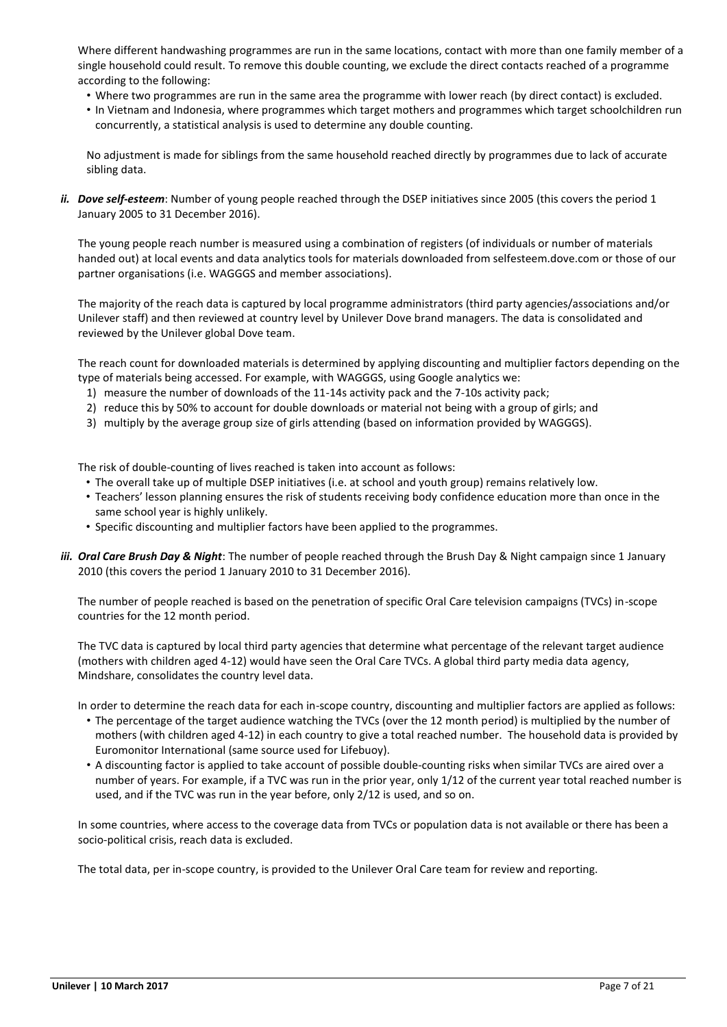Where different handwashing programmes are run in the same locations, contact with more than one family member of a single household could result. To remove this double counting, we exclude the direct contacts reached of a programme according to the following:

- Where two programmes are run in the same area the programme with lower reach (by direct contact) is excluded.
- In Vietnam and Indonesia, where programmes which target mothers and programmes which target schoolchildren run concurrently, a statistical analysis is used to determine any double counting.

No adjustment is made for siblings from the same household reached directly by programmes due to lack of accurate sibling data.

***ii. Dove self-esteem***: Number of young people reached through the DSEP initiatives since 2005 (this covers the period 1 January 2005 to 31 December 2016).

The young people reach number is measured using a combination of registers (of individuals or number of materials handed out) at local events and data analytics tools for materials downloaded from selfesteem.dove.com or those of our partner organisations (i.e. WAGGGS and member associations).

The majority of the reach data is captured by local programme administrators (third party agencies/associations and/or Unilever staff) and then reviewed at country level by Unilever Dove brand managers. The data is consolidated and reviewed by the Unilever global Dove team.

The reach count for downloaded materials is determined by applying discounting and multiplier factors depending on the type of materials being accessed. For example, with WAGGGS, using Google analytics we:

1) measure the number of downloads of the 11-14s activity pack and the 7-10s activity pack;
2) reduce this by 50% to account for double downloads or material not being with a group of girls; and
3) multiply by the average group size of girls attending (based on information provided by WAGGGS).

The risk of double-counting of lives reached is taken into account as follows:

- The overall take up of multiple DSEP initiatives (i.e. at school and youth group) remains relatively low.
- Teachers' lesson planning ensures the risk of students receiving body confidence education more than once in the same school year is highly unlikely.
- Specific discounting and multiplier factors have been applied to the programmes.

***iii. Oral Care Brush Day & Night***: The number of people reached through the Brush Day & Night campaign since 1 January 2010 (this covers the period 1 January 2010 to 31 December 2016).

The number of people reached is based on the penetration of specific Oral Care television campaigns (TVCs) in-scope countries for the 12 month period.

The TVC data is captured by local third party agencies that determine what percentage of the relevant target audience (mothers with children aged 4-12) would have seen the Oral Care TVCs. A global third party media data agency, Mindshare, consolidates the country level data.

In order to determine the reach data for each in-scope country, discounting and multiplier factors are applied as follows:

- The percentage of the target audience watching the TVCs (over the 12 month period) is multiplied by the number of mothers (with children aged 4-12) in each country to give a total reached number. The household data is provided by Euromonitor International (same source used for Lifebuoy).
- A discounting factor is applied to take account of possible double-counting risks when similar TVCs are aired over a number of years. For example, if a TVC was run in the prior year, only 1/12 of the current year total reached number is used, and if the TVC was run in the year before, only 2/12 is used, and so on.

In some countries, where access to the coverage data from TVCs or population data is not available or there has been a socio-political crisis, reach data is excluded.

The total data, per in-scope country, is provided to the Unilever Oral Care team for review and reporting.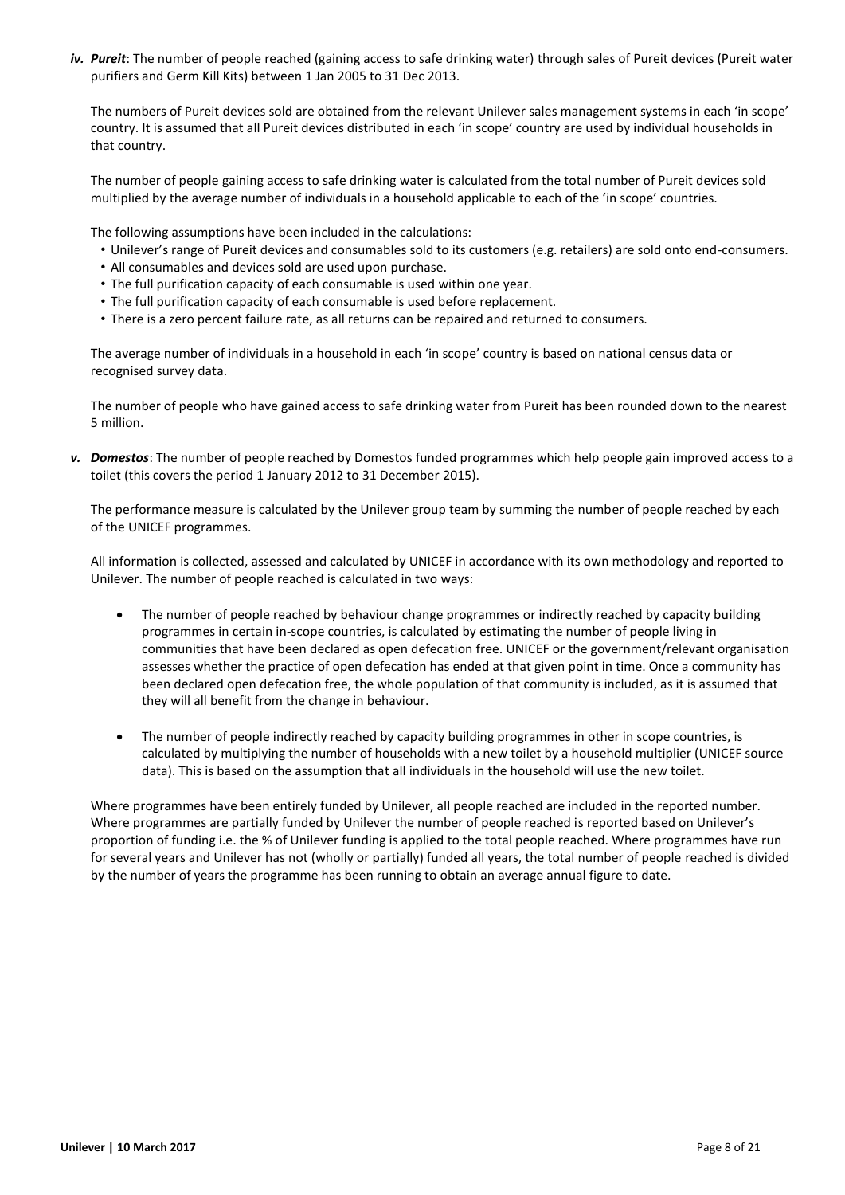***iv. Pureit***: The number of people reached (gaining access to safe drinking water) through sales of Pureit devices (Pureit water purifiers and Germ Kill Kits) between 1 Jan 2005 to 31 Dec 2013.

The numbers of Pureit devices sold are obtained from the relevant Unilever sales management systems in each 'in scope' country. It is assumed that all Pureit devices distributed in each 'in scope' country are used by individual households in that country.

The number of people gaining access to safe drinking water is calculated from the total number of Pureit devices sold multiplied by the average number of individuals in a household applicable to each of the 'in scope' countries.

The following assumptions have been included in the calculations:

- Unilever's range of Pureit devices and consumables sold to its customers (e.g. retailers) are sold onto end-consumers.
- All consumables and devices sold are used upon purchase.
- The full purification capacity of each consumable is used within one year.
- The full purification capacity of each consumable is used before replacement.
- There is a zero percent failure rate, as all returns can be repaired and returned to consumers.

The average number of individuals in a household in each 'in scope' country is based on national census data or recognised survey data.

The number of people who have gained access to safe drinking water from Pureit has been rounded down to the nearest 5 million.

***v. Domestos***: The number of people reached by Domestos funded programmes which help people gain improved access to a toilet (this covers the period 1 January 2012 to 31 December 2015).

The performance measure is calculated by the Unilever group team by summing the number of people reached by each of the UNICEF programmes.

All information is collected, assessed and calculated by UNICEF in accordance with its own methodology and reported to Unilever. The number of people reached is calculated in two ways:

- The number of people reached by behaviour change programmes or indirectly reached by capacity building programmes in certain in-scope countries, is calculated by estimating the number of people living in communities that have been declared as open defecation free. UNICEF or the government/relevant organisation assesses whether the practice of open defecation has ended at that given point in time. Once a community has been declared open defecation free, the whole population of that community is included, as it is assumed that they will all benefit from the change in behaviour.

- The number of people indirectly reached by capacity building programmes in other in scope countries, is calculated by multiplying the number of households with a new toilet by a household multiplier (UNICEF source data). This is based on the assumption that all individuals in the household will use the new toilet.

Where programmes have been entirely funded by Unilever, all people reached are included in the reported number. Where programmes are partially funded by Unilever the number of people reached is reported based on Unilever's proportion of funding i.e. the % of Unilever funding is applied to the total people reached. Where programmes have run for several years and Unilever has not (wholly or partially) funded all years, the total number of people reached is divided by the number of years the programme has been running to obtain an average annual figure to date.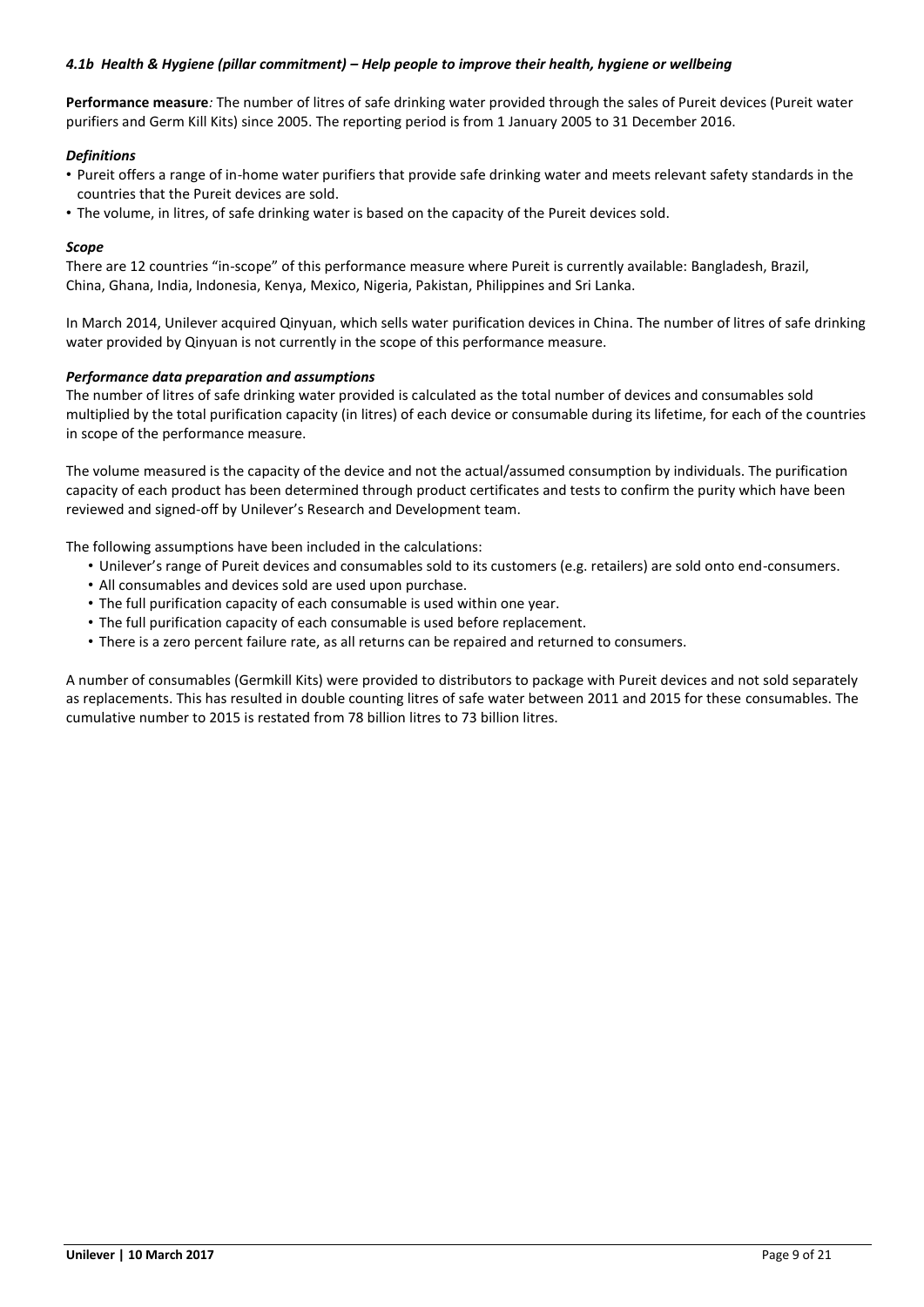#### *4.1b Health & Hygiene (pillar commitment) – Help people to improve their health, hygiene or wellbeing*

**Performance measure***:* The number of litres of safe drinking water provided through the sales of Pureit devices (Pureit water purifiers and Germ Kill Kits) since 2005. The reporting period is from 1 January 2005 to 31 December 2016.

***Definitions***

- Pureit offers a range of in-home water purifiers that provide safe drinking water and meets relevant safety standards in the countries that the Pureit devices are sold.
- The volume, in litres, of safe drinking water is based on the capacity of the Pureit devices sold.

***Scope***

There are 12 countries "in-scope" of this performance measure where Pureit is currently available: Bangladesh, Brazil, China, Ghana, India, Indonesia, Kenya, Mexico, Nigeria, Pakistan, Philippines and Sri Lanka.

In March 2014, Unilever acquired Qinyuan, which sells water purification devices in China. The number of litres of safe drinking water provided by Qinyuan is not currently in the scope of this performance measure.

***Performance data preparation and assumptions***

The number of litres of safe drinking water provided is calculated as the total number of devices and consumables sold multiplied by the total purification capacity (in litres) of each device or consumable during its lifetime, for each of the countries in scope of the performance measure.

The volume measured is the capacity of the device and not the actual/assumed consumption by individuals. The purification capacity of each product has been determined through product certificates and tests to confirm the purity which have been reviewed and signed-off by Unilever's Research and Development team.

The following assumptions have been included in the calculations:

- Unilever's range of Pureit devices and consumables sold to its customers (e.g. retailers) are sold onto end-consumers.
- All consumables and devices sold are used upon purchase.
- The full purification capacity of each consumable is used within one year.
- The full purification capacity of each consumable is used before replacement.
- There is a zero percent failure rate, as all returns can be repaired and returned to consumers.

A number of consumables (Germkill Kits) were provided to distributors to package with Pureit devices and not sold separately as replacements. This has resulted in double counting litres of safe water between 2011 and 2015 for these consumables. The cumulative number to 2015 is restated from 78 billion litres to 73 billion litres.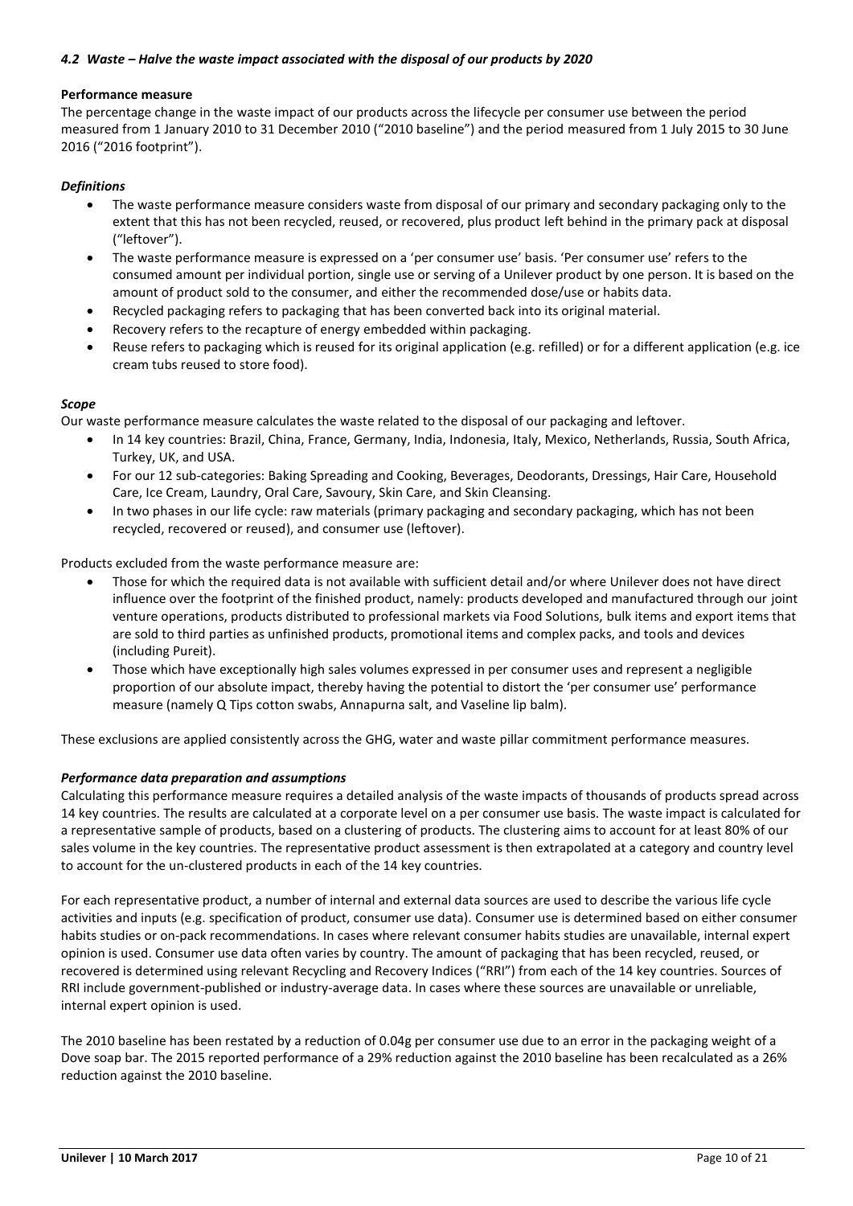### *4.2 Waste – Halve the waste impact associated with the disposal of our products by 2020*

**Performance measure**

The percentage change in the waste impact of our products across the lifecycle per consumer use between the period measured from 1 January 2010 to 31 December 2010 ("2010 baseline") and the period measured from 1 July 2015 to 30 June 2016 ("2016 footprint").

***Definitions***

- The waste performance measure considers waste from disposal of our primary and secondary packaging only to the extent that this has not been recycled, reused, or recovered, plus product left behind in the primary pack at disposal ("leftover").
- The waste performance measure is expressed on a 'per consumer use' basis. 'Per consumer use' refers to the consumed amount per individual portion, single use or serving of a Unilever product by one person. It is based on the amount of product sold to the consumer, and either the recommended dose/use or habits data.
- Recycled packaging refers to packaging that has been converted back into its original material.
- Recovery refers to the recapture of energy embedded within packaging.
- Reuse refers to packaging which is reused for its original application (e.g. refilled) or for a different application (e.g. ice cream tubs reused to store food).

***Scope***

Our waste performance measure calculates the waste related to the disposal of our packaging and leftover.

- In 14 key countries: Brazil, China, France, Germany, India, Indonesia, Italy, Mexico, Netherlands, Russia, South Africa, Turkey, UK, and USA.
- For our 12 sub-categories: Baking Spreading and Cooking, Beverages, Deodorants, Dressings, Hair Care, Household Care, Ice Cream, Laundry, Oral Care, Savoury, Skin Care, and Skin Cleansing.
- In two phases in our life cycle: raw materials (primary packaging and secondary packaging, which has not been recycled, recovered or reused), and consumer use (leftover).

Products excluded from the waste performance measure are:

- Those for which the required data is not available with sufficient detail and/or where Unilever does not have direct influence over the footprint of the finished product, namely: products developed and manufactured through our joint venture operations, products distributed to professional markets via Food Solutions, bulk items and export items that are sold to third parties as unfinished products, promotional items and complex packs, and tools and devices (including Pureit).
- Those which have exceptionally high sales volumes expressed in per consumer uses and represent a negligible proportion of our absolute impact, thereby having the potential to distort the 'per consumer use' performance measure (namely Q Tips cotton swabs, Annapurna salt, and Vaseline lip balm).

These exclusions are applied consistently across the GHG, water and waste pillar commitment performance measures.

***Performance data preparation and assumptions***

Calculating this performance measure requires a detailed analysis of the waste impacts of thousands of products spread across 14 key countries. The results are calculated at a corporate level on a per consumer use basis. The waste impact is calculated for a representative sample of products, based on a clustering of products. The clustering aims to account for at least 80% of our sales volume in the key countries. The representative product assessment is then extrapolated at a category and country level to account for the un-clustered products in each of the 14 key countries.

For each representative product, a number of internal and external data sources are used to describe the various life cycle activities and inputs (e.g. specification of product, consumer use data). Consumer use is determined based on either consumer habits studies or on-pack recommendations. In cases where relevant consumer habits studies are unavailable, internal expert opinion is used. Consumer use data often varies by country. The amount of packaging that has been recycled, reused, or recovered is determined using relevant Recycling and Recovery Indices ("RRI") from each of the 14 key countries. Sources of RRI include government-published or industry-average data. In cases where these sources are unavailable or unreliable, internal expert opinion is used.

The 2010 baseline has been restated by a reduction of 0.04g per consumer use due to an error in the packaging weight of a Dove soap bar. The 2015 reported performance of a 29% reduction against the 2010 baseline has been recalculated as a 26% reduction against the 2010 baseline.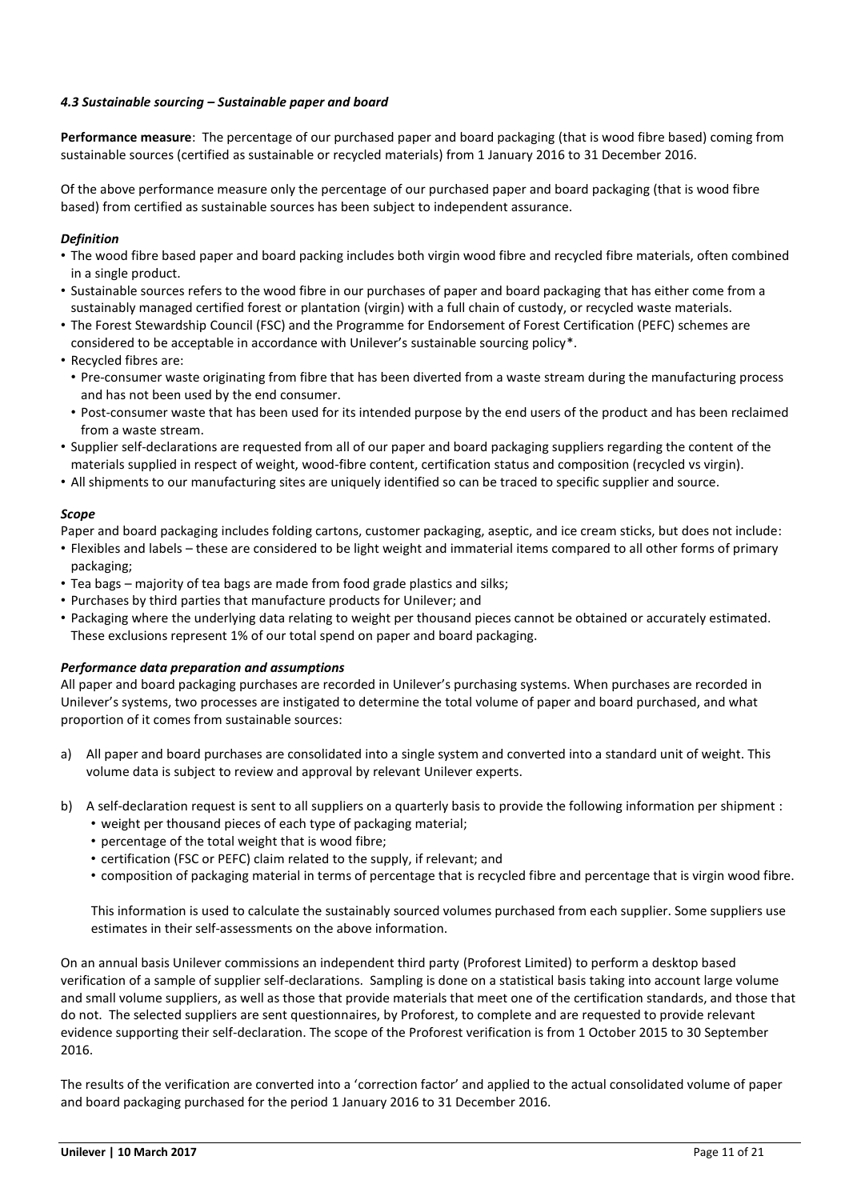### *4.3 Sustainable sourcing – Sustainable paper and board*

**Performance measure**: The percentage of our purchased paper and board packaging (that is wood fibre based) coming from sustainable sources (certified as sustainable or recycled materials) from 1 January 2016 to 31 December 2016.

Of the above performance measure only the percentage of our purchased paper and board packaging (that is wood fibre based) from certified as sustainable sources has been subject to independent assurance.

#### *Definition*

- The wood fibre based paper and board packing includes both virgin wood fibre and recycled fibre materials, often combined in a single product.
- Sustainable sources refers to the wood fibre in our purchases of paper and board packaging that has either come from a sustainably managed certified forest or plantation (virgin) with a full chain of custody, or recycled waste materials.
- The Forest Stewardship Council (FSC) and the Programme for Endorsement of Forest Certification (PEFC) schemes are considered to be acceptable in accordance with Unilever's sustainable sourcing policy*.
- Recycled fibres are:
  - Pre-consumer waste originating from fibre that has been diverted from a waste stream during the manufacturing process and has not been used by the end consumer.
  - Post-consumer waste that has been used for its intended purpose by the end users of the product and has been reclaimed from a waste stream.
- Supplier self-declarations are requested from all of our paper and board packaging suppliers regarding the content of the materials supplied in respect of weight, wood-fibre content, certification status and composition (recycled vs virgin).
- All shipments to our manufacturing sites are uniquely identified so can be traced to specific supplier and source.

#### *Scope*

Paper and board packaging includes folding cartons, customer packaging, aseptic, and ice cream sticks, but does not include:

- Flexibles and labels – these are considered to be light weight and immaterial items compared to all other forms of primary packaging;
- Tea bags – majority of tea bags are made from food grade plastics and silks;
- Purchases by third parties that manufacture products for Unilever; and
- Packaging where the underlying data relating to weight per thousand pieces cannot be obtained or accurately estimated. These exclusions represent 1% of our total spend on paper and board packaging.

#### *Performance data preparation and assumptions*

All paper and board packaging purchases are recorded in Unilever's purchasing systems. When purchases are recorded in Unilever's systems, two processes are instigated to determine the total volume of paper and board purchased, and what proportion of it comes from sustainable sources:

a) All paper and board purchases are consolidated into a single system and converted into a standard unit of weight. This volume data is subject to review and approval by relevant Unilever experts.

b) A self-declaration request is sent to all suppliers on a quarterly basis to provide the following information per shipment :
   - weight per thousand pieces of each type of packaging material;
   - percentage of the total weight that is wood fibre;
   - certification (FSC or PEFC) claim related to the supply, if relevant; and
   - composition of packaging material in terms of percentage that is recycled fibre and percentage that is virgin wood fibre.

   This information is used to calculate the sustainably sourced volumes purchased from each supplier. Some suppliers use estimates in their self-assessments on the above information.

On an annual basis Unilever commissions an independent third party (Proforest Limited) to perform a desktop based verification of a sample of supplier self-declarations. Sampling is done on a statistical basis taking into account large volume and small volume suppliers, as well as those that provide materials that meet one of the certification standards, and those that do not. The selected suppliers are sent questionnaires, by Proforest, to complete and are requested to provide relevant evidence supporting their self-declaration. The scope of the Proforest verification is from 1 October 2015 to 30 September 2016.

The results of the verification are converted into a 'correction factor' and applied to the actual consolidated volume of paper and board packaging purchased for the period 1 January 2016 to 31 December 2016.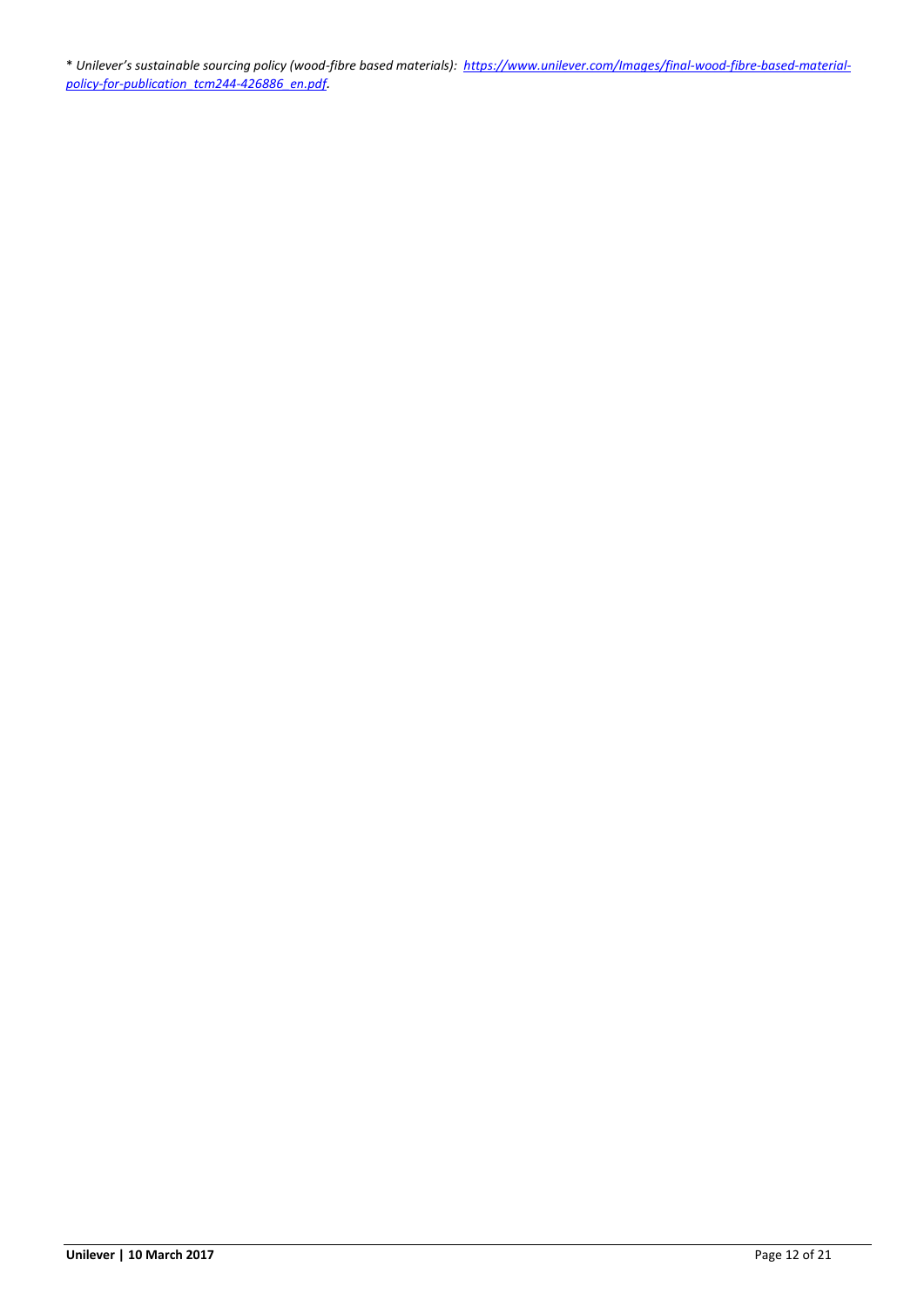*\* Unilever's sustainable sourcing policy (wood-fibre based materials): [https://www.unilever.com/Images/final-wood-fibre-based-material-policy-for-publication_tcm244-426886_en.pdf](https://www.unilever.com/Images/final-wood-fibre-based-material-policy-for-publication_tcm244-426886_en.pdf).*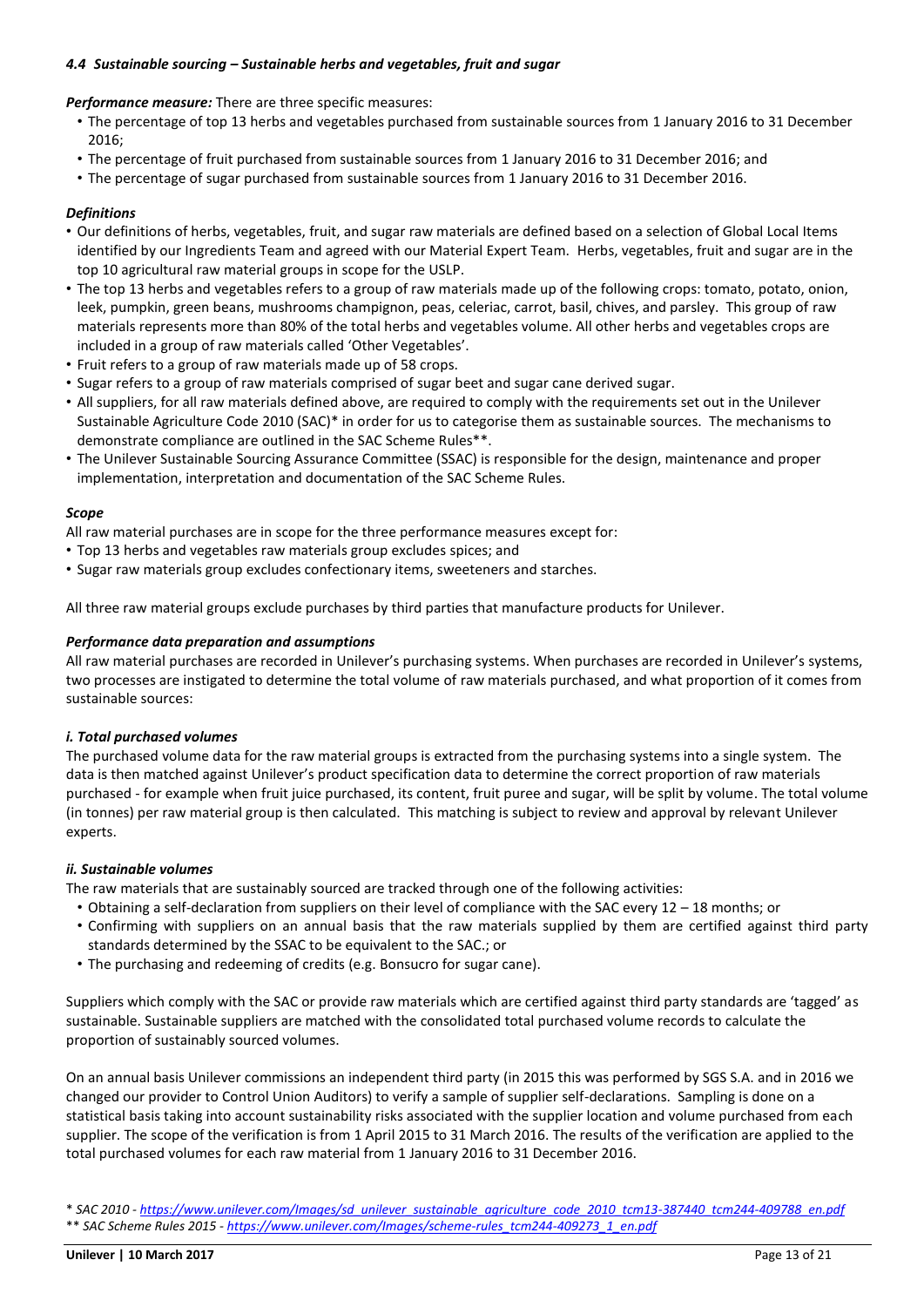#### *4.4 Sustainable sourcing – Sustainable herbs and vegetables, fruit and sugar*

***Performance measure:*** There are three specific measures:

- The percentage of top 13 herbs and vegetables purchased from sustainable sources from 1 January 2016 to 31 December 2016;
- The percentage of fruit purchased from sustainable sources from 1 January 2016 to 31 December 2016; and
- The percentage of sugar purchased from sustainable sources from 1 January 2016 to 31 December 2016.

***Definitions***

- Our definitions of herbs, vegetables, fruit, and sugar raw materials are defined based on a selection of Global Local Items identified by our Ingredients Team and agreed with our Material Expert Team. Herbs, vegetables, fruit and sugar are in the top 10 agricultural raw material groups in scope for the USLP.
- The top 13 herbs and vegetables refers to a group of raw materials made up of the following crops: tomato, potato, onion, leek, pumpkin, green beans, mushrooms champignon, peas, celeriac, carrot, basil, chives, and parsley. This group of raw materials represents more than 80% of the total herbs and vegetables volume. All other herbs and vegetables crops are included in a group of raw materials called 'Other Vegetables'.
- Fruit refers to a group of raw materials made up of 58 crops.
- Sugar refers to a group of raw materials comprised of sugar beet and sugar cane derived sugar.
- All suppliers, for all raw materials defined above, are required to comply with the requirements set out in the Unilever Sustainable Agriculture Code 2010 (SAC)* in order for us to categorise them as sustainable sources. The mechanisms to demonstrate compliance are outlined in the SAC Scheme Rules**.
- The Unilever Sustainable Sourcing Assurance Committee (SSAC) is responsible for the design, maintenance and proper implementation, interpretation and documentation of the SAC Scheme Rules.

***Scope***

All raw material purchases are in scope for the three performance measures except for:

- Top 13 herbs and vegetables raw materials group excludes spices; and
- Sugar raw materials group excludes confectionary items, sweeteners and starches.

All three raw material groups exclude purchases by third parties that manufacture products for Unilever.

***Performance data preparation and assumptions***

All raw material purchases are recorded in Unilever's purchasing systems. When purchases are recorded in Unilever's systems, two processes are instigated to determine the total volume of raw materials purchased, and what proportion of it comes from sustainable sources:

***i. Total purchased volumes***

The purchased volume data for the raw material groups is extracted from the purchasing systems into a single system. The data is then matched against Unilever's product specification data to determine the correct proportion of raw materials purchased - for example when fruit juice purchased, its content, fruit puree and sugar, will be split by volume. The total volume (in tonnes) per raw material group is then calculated. This matching is subject to review and approval by relevant Unilever experts.

***ii. Sustainable volumes***

The raw materials that are sustainably sourced are tracked through one of the following activities:

- Obtaining a self-declaration from suppliers on their level of compliance with the SAC every 12 – 18 months; or
- Confirming with suppliers on an annual basis that the raw materials supplied by them are certified against third party standards determined by the SSAC to be equivalent to the SAC.; or
- The purchasing and redeeming of credits (e.g. Bonsucro for sugar cane).

Suppliers which comply with the SAC or provide raw materials which are certified against third party standards are 'tagged' as sustainable. Sustainable suppliers are matched with the consolidated total purchased volume records to calculate the proportion of sustainably sourced volumes.

On an annual basis Unilever commissions an independent third party (in 2015 this was performed by SGS S.A. and in 2016 we changed our provider to Control Union Auditors) to verify a sample of supplier self-declarations. Sampling is done on a statistical basis taking into account sustainability risks associated with the supplier location and volume purchased from each supplier. The scope of the verification is from 1 April 2015 to 31 March 2016. The results of the verification are applied to the total purchased volumes for each raw material from 1 January 2016 to 31 December 2016.

\* *SAC 2010 - https://www.unilever.com/Images/sd_unilever_sustainable_agriculture_code_2010_tcm13-387440_tcm244-409788_en.pdf*

\** *SAC Scheme Rules 2015 - https://www.unilever.com/Images/scheme-rules_tcm244-409273_1_en.pdf*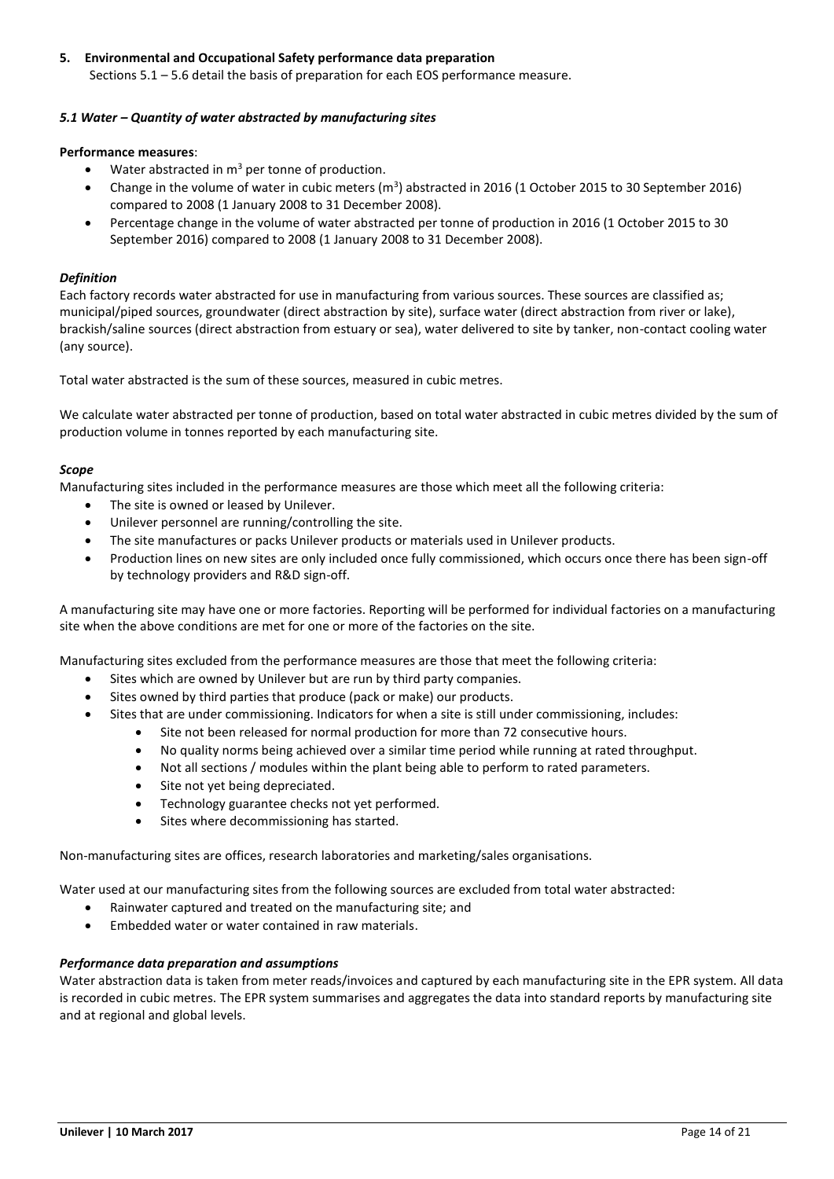## 5. Environmental and Occupational Safety performance data preparation

Sections 5.1 – 5.6 detail the basis of preparation for each EOS performance measure.

### *5.1 Water – Quantity of water abstracted by manufacturing sites*

**Performance measures**:

- Water abstracted in $m^3$ per tonne of production.
- Change in the volume of water in cubic meters ($m^3$) abstracted in 2016 (1 October 2015 to 30 September 2016) compared to 2008 (1 January 2008 to 31 December 2008).
- Percentage change in the volume of water abstracted per tonne of production in 2016 (1 October 2015 to 30 September 2016) compared to 2008 (1 January 2008 to 31 December 2008).

#### *Definition*

Each factory records water abstracted for use in manufacturing from various sources. These sources are classified as; municipal/piped sources, groundwater (direct abstraction by site), surface water (direct abstraction from river or lake), brackish/saline sources (direct abstraction from estuary or sea), water delivered to site by tanker, non-contact cooling water (any source).

Total water abstracted is the sum of these sources, measured in cubic metres.

We calculate water abstracted per tonne of production, based on total water abstracted in cubic metres divided by the sum of production volume in tonnes reported by each manufacturing site.

#### *Scope*

Manufacturing sites included in the performance measures are those which meet all the following criteria:

- The site is owned or leased by Unilever.
- Unilever personnel are running/controlling the site.
- The site manufactures or packs Unilever products or materials used in Unilever products.
- Production lines on new sites are only included once fully commissioned, which occurs once there has been sign-off by technology providers and R&D sign-off.

A manufacturing site may have one or more factories. Reporting will be performed for individual factories on a manufacturing site when the above conditions are met for one or more of the factories on the site.

Manufacturing sites excluded from the performance measures are those that meet the following criteria:

- Sites which are owned by Unilever but are run by third party companies.
- Sites owned by third parties that produce (pack or make) our products.
- Sites that are under commissioning. Indicators for when a site is still under commissioning, includes:
  - Site not been released for normal production for more than 72 consecutive hours.
  - No quality norms being achieved over a similar time period while running at rated throughput.
  - Not all sections / modules within the plant being able to perform to rated parameters.
  - Site not yet being depreciated.
  - Technology guarantee checks not yet performed.
  - Sites where decommissioning has started.

Non-manufacturing sites are offices, research laboratories and marketing/sales organisations.

Water used at our manufacturing sites from the following sources are excluded from total water abstracted:

- Rainwater captured and treated on the manufacturing site; and
- Embedded water or water contained in raw materials.

#### *Performance data preparation and assumptions*

Water abstraction data is taken from meter reads/invoices and captured by each manufacturing site in the EPR system. All data is recorded in cubic metres. The EPR system summarises and aggregates the data into standard reports by manufacturing site and at regional and global levels.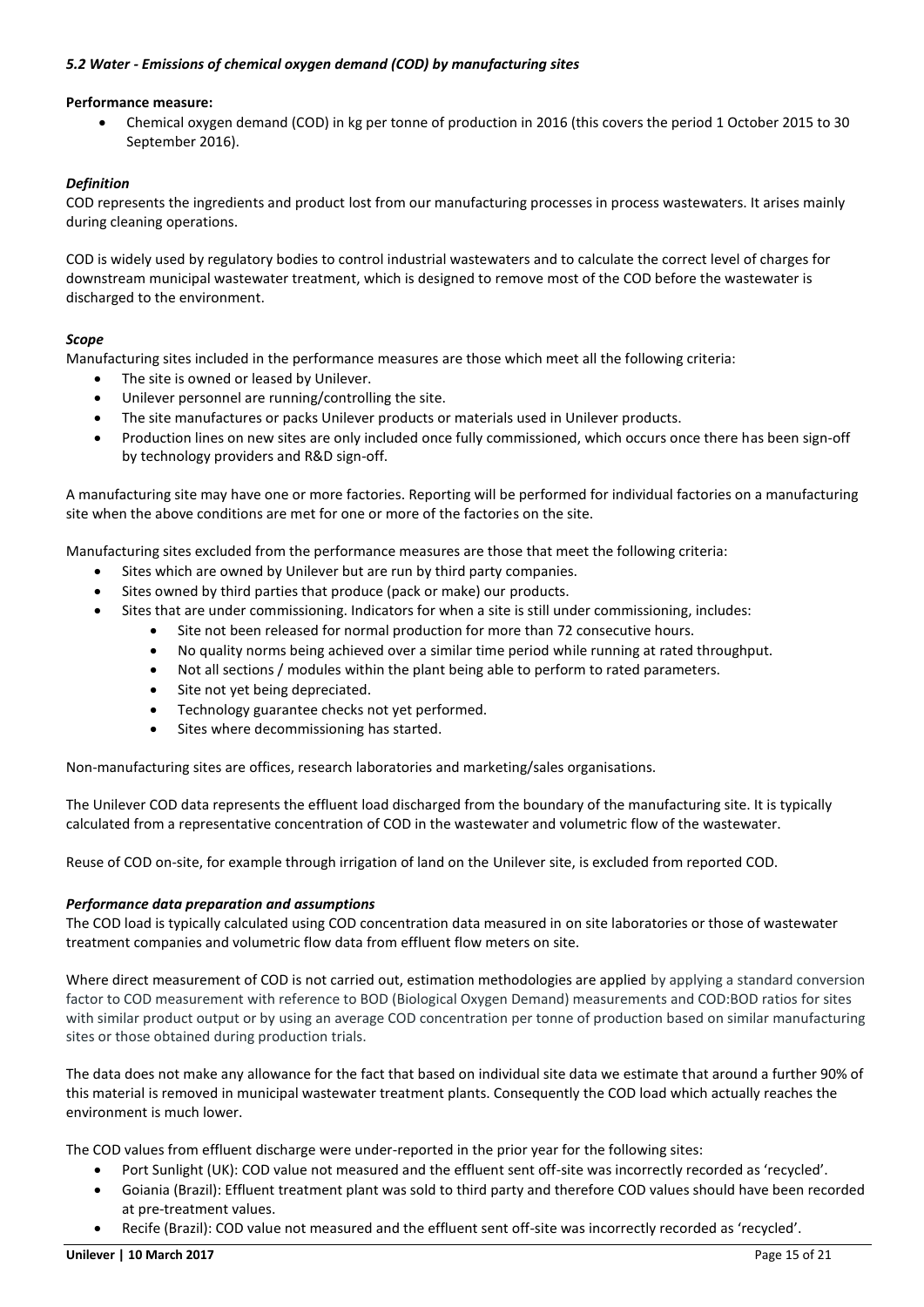### *5.2 Water - Emissions of chemical oxygen demand (COD) by manufacturing sites*

**Performance measure:**

- Chemical oxygen demand (COD) in kg per tonne of production in 2016 (this covers the period 1 October 2015 to 30 September 2016).

#### *Definition*

COD represents the ingredients and product lost from our manufacturing processes in process wastewaters. It arises mainly during cleaning operations.

COD is widely used by regulatory bodies to control industrial wastewaters and to calculate the correct level of charges for downstream municipal wastewater treatment, which is designed to remove most of the COD before the wastewater is discharged to the environment.

#### *Scope*

Manufacturing sites included in the performance measures are those which meet all the following criteria:

- The site is owned or leased by Unilever.
- Unilever personnel are running/controlling the site.
- The site manufactures or packs Unilever products or materials used in Unilever products.
- Production lines on new sites are only included once fully commissioned, which occurs once there has been sign-off by technology providers and R&D sign-off.

A manufacturing site may have one or more factories. Reporting will be performed for individual factories on a manufacturing site when the above conditions are met for one or more of the factories on the site.

Manufacturing sites excluded from the performance measures are those that meet the following criteria:

- Sites which are owned by Unilever but are run by third party companies.
- Sites owned by third parties that produce (pack or make) our products.
- Sites that are under commissioning. Indicators for when a site is still under commissioning, includes:
    - Site not been released for normal production for more than 72 consecutive hours.
    - No quality norms being achieved over a similar time period while running at rated throughput.
    - Not all sections / modules within the plant being able to perform to rated parameters.
    - Site not yet being depreciated.
    - Technology guarantee checks not yet performed.
    - Sites where decommissioning has started.

Non-manufacturing sites are offices, research laboratories and marketing/sales organisations.

The Unilever COD data represents the effluent load discharged from the boundary of the manufacturing site. It is typically calculated from a representative concentration of COD in the wastewater and volumetric flow of the wastewater.

Reuse of COD on-site, for example through irrigation of land on the Unilever site, is excluded from reported COD.

#### *Performance data preparation and assumptions*

The COD load is typically calculated using COD concentration data measured in on site laboratories or those of wastewater treatment companies and volumetric flow data from effluent flow meters on site.

Where direct measurement of COD is not carried out, estimation methodologies are applied by applying a standard conversion factor to COD measurement with reference to BOD (Biological Oxygen Demand) measurements and COD:BOD ratios for sites with similar product output or by using an average COD concentration per tonne of production based on similar manufacturing sites or those obtained during production trials.

The data does not make any allowance for the fact that based on individual site data we estimate that around a further 90% of this material is removed in municipal wastewater treatment plants. Consequently the COD load which actually reaches the environment is much lower.

The COD values from effluent discharge were under-reported in the prior year for the following sites:

- Port Sunlight (UK): COD value not measured and the effluent sent off-site was incorrectly recorded as 'recycled'.
- Goiania (Brazil): Effluent treatment plant was sold to third party and therefore COD values should have been recorded at pre-treatment values.
- Recife (Brazil): COD value not measured and the effluent sent off-site was incorrectly recorded as 'recycled'.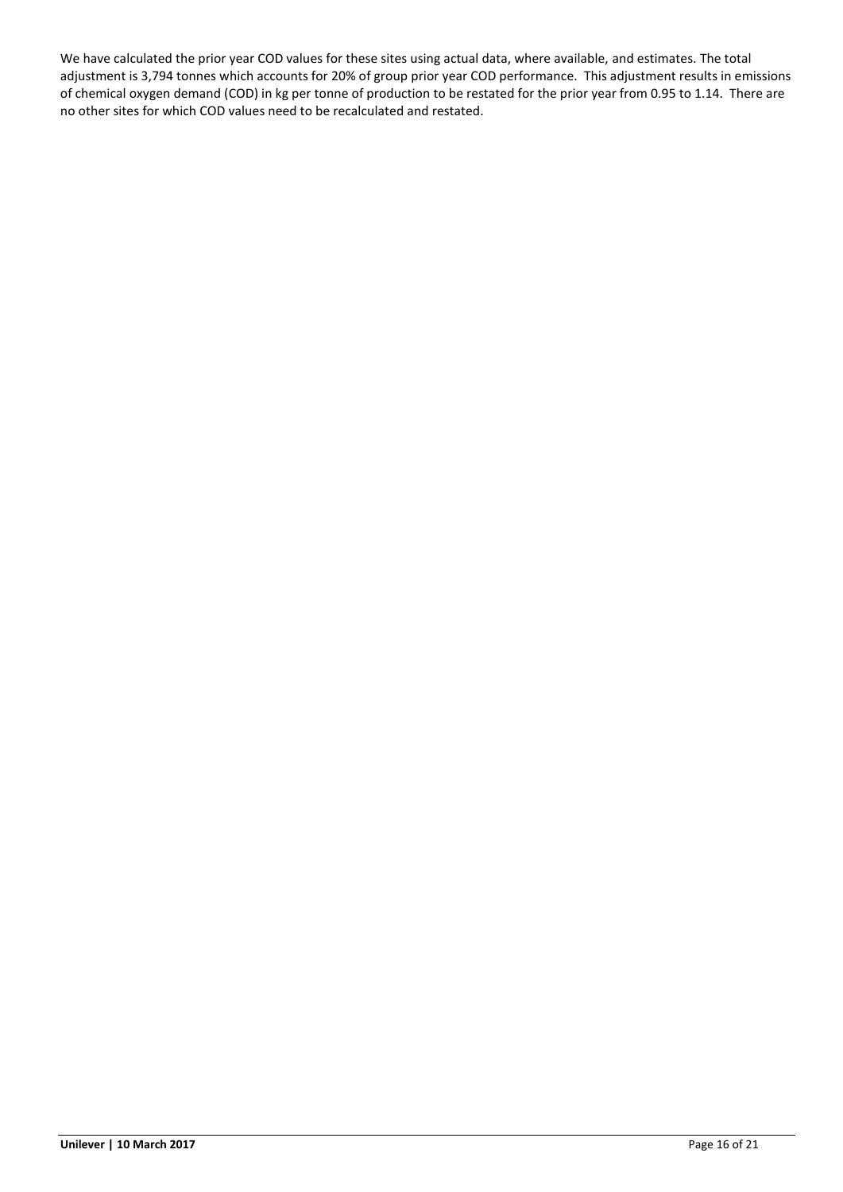We have calculated the prior year COD values for these sites using actual data, where available, and estimates. The total adjustment is 3,794 tonnes which accounts for 20% of group prior year COD performance. This adjustment results in emissions of chemical oxygen demand (COD) in kg per tonne of production to be restated for the prior year from 0.95 to 1.14. There are no other sites for which COD values need to be recalculated and restated.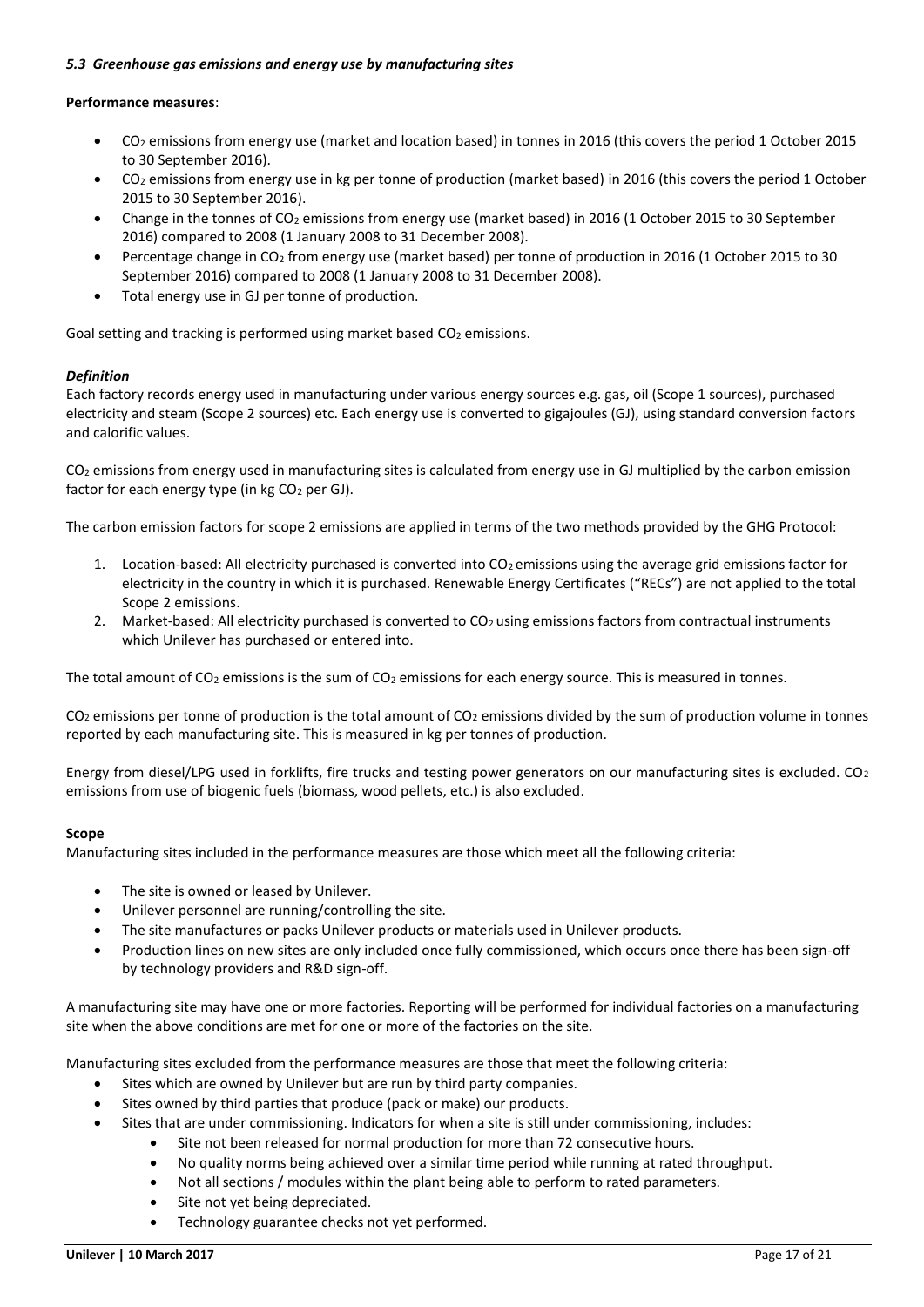### *5.3 Greenhouse gas emissions and energy use by manufacturing sites*

**Performance measures**:

- $CO_2$ emissions from energy use (market and location based) in tonnes in 2016 (this covers the period 1 October 2015 to 30 September 2016).
- $CO_2$ emissions from energy use in kg per tonne of production (market based) in 2016 (this covers the period 1 October 2015 to 30 September 2016).
- Change in the tonnes of $CO_2$ emissions from energy use (market based) in 2016 (1 October 2015 to 30 September 2016) compared to 2008 (1 January 2008 to 31 December 2008).
- Percentage change in $CO_2$ from energy use (market based) per tonne of production in 2016 (1 October 2015 to 30 September 2016) compared to 2008 (1 January 2008 to 31 December 2008).
- Total energy use in GJ per tonne of production.

Goal setting and tracking is performed using market based $CO_2$ emissions.

#### *Definition*

Each factory records energy used in manufacturing under various energy sources e.g. gas, oil (Scope 1 sources), purchased electricity and steam (Scope 2 sources) etc. Each energy use is converted to gigajoules (GJ), using standard conversion factors and calorific values.

$CO_2$ emissions from energy used in manufacturing sites is calculated from energy use in GJ multiplied by the carbon emission factor for each energy type (in kg $CO_2$ per GJ).

The carbon emission factors for scope 2 emissions are applied in terms of the two methods provided by the GHG Protocol:

1. Location-based: All electricity purchased is converted into $CO_2$ emissions using the average grid emissions factor for electricity in the country in which it is purchased. Renewable Energy Certificates ("RECs") are not applied to the total Scope 2 emissions.
2. Market-based: All electricity purchased is converted to $CO_2$ using emissions factors from contractual instruments which Unilever has purchased or entered into.

The total amount of $CO_2$ emissions is the sum of $CO_2$ emissions for each energy source. This is measured in tonnes.

$CO_2$ emissions per tonne of production is the total amount of $CO_2$ emissions divided by the sum of production volume in tonnes reported by each manufacturing site. This is measured in kg per tonnes of production.

Energy from diesel/LPG used in forklifts, fire trucks and testing power generators on our manufacturing sites is excluded. $CO_2$ emissions from use of biogenic fuels (biomass, wood pellets, etc.) is also excluded.

#### **Scope**

Manufacturing sites included in the performance measures are those which meet all the following criteria:

- The site is owned or leased by Unilever.
- Unilever personnel are running/controlling the site.
- The site manufactures or packs Unilever products or materials used in Unilever products.
- Production lines on new sites are only included once fully commissioned, which occurs once there has been sign-off by technology providers and R&D sign-off.

A manufacturing site may have one or more factories. Reporting will be performed for individual factories on a manufacturing site when the above conditions are met for one or more of the factories on the site.

Manufacturing sites excluded from the performance measures are those that meet the following criteria:

- Sites which are owned by Unilever but are run by third party companies.
- Sites owned by third parties that produce (pack or make) our products.
- Sites that are under commissioning. Indicators for when a site is still under commissioning, includes:
  - Site not been released for normal production for more than 72 consecutive hours.
  - No quality norms being achieved over a similar time period while running at rated throughput.
  - Not all sections / modules within the plant being able to perform to rated parameters.
  - Site not yet being depreciated.
  - Technology guarantee checks not yet performed.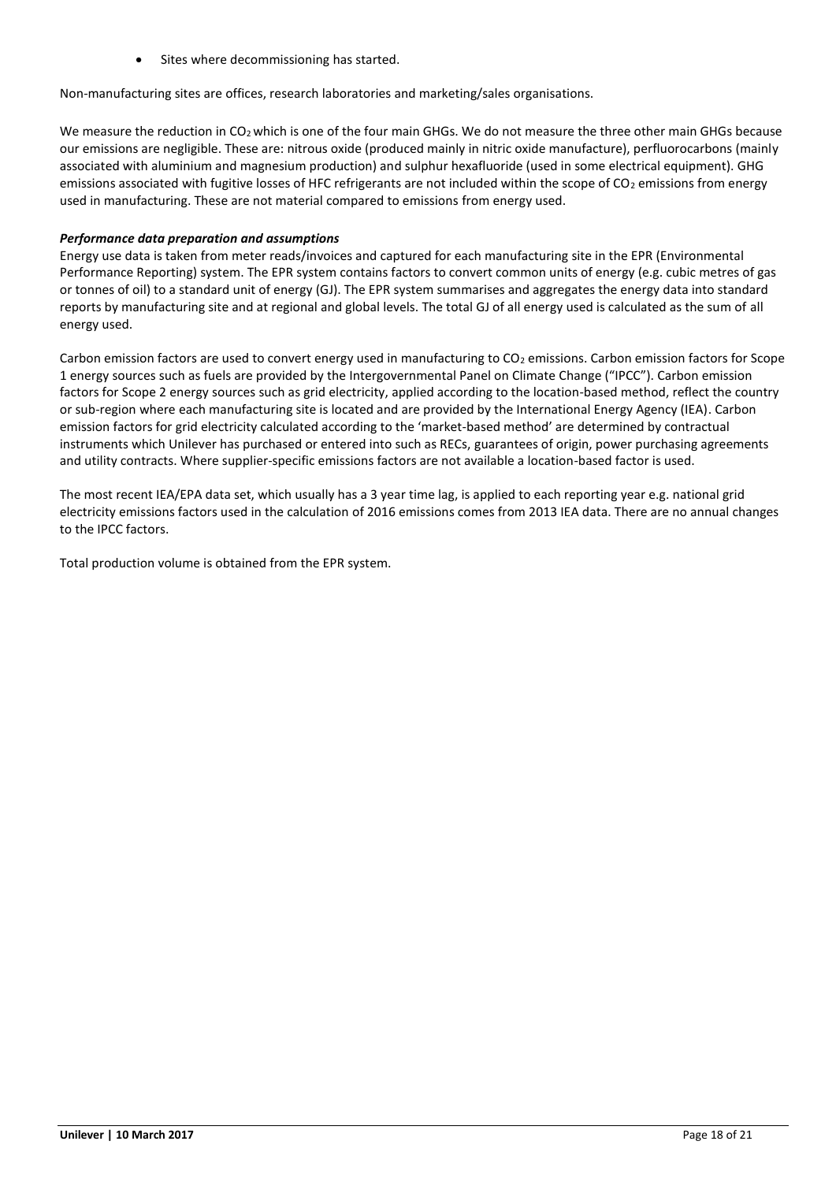- Sites where decommissioning has started.

Non-manufacturing sites are offices, research laboratories and marketing/sales organisations.

We measure the reduction in $CO_2$ which is one of the four main GHGs. We do not measure the three other main GHGs because our emissions are negligible. These are: nitrous oxide (produced mainly in nitric oxide manufacture), perfluorocarbons (mainly associated with aluminium and magnesium production) and sulphur hexafluoride (used in some electrical equipment). GHG emissions associated with fugitive losses of HFC refrigerants are not included within the scope of $CO_2$ emissions from energy used in manufacturing. These are not material compared to emissions from energy used.

***Performance data preparation and assumptions***

Energy use data is taken from meter reads/invoices and captured for each manufacturing site in the EPR (Environmental Performance Reporting) system. The EPR system contains factors to convert common units of energy (e.g. cubic metres of gas or tonnes of oil) to a standard unit of energy (GJ). The EPR system summarises and aggregates the energy data into standard reports by manufacturing site and at regional and global levels. The total GJ of all energy used is calculated as the sum of all energy used.

Carbon emission factors are used to convert energy used in manufacturing to $CO_2$ emissions. Carbon emission factors for Scope 1 energy sources such as fuels are provided by the Intergovernmental Panel on Climate Change ("IPCC"). Carbon emission factors for Scope 2 energy sources such as grid electricity, applied according to the location-based method, reflect the country or sub-region where each manufacturing site is located and are provided by the International Energy Agency (IEA). Carbon emission factors for grid electricity calculated according to the 'market-based method' are determined by contractual instruments which Unilever has purchased or entered into such as RECs, guarantees of origin, power purchasing agreements and utility contracts. Where supplier-specific emissions factors are not available a location-based factor is used.

The most recent IEA/EPA data set, which usually has a 3 year time lag, is applied to each reporting year e.g. national grid electricity emissions factors used in the calculation of 2016 emissions comes from 2013 IEA data. There are no annual changes to the IPCC factors.

Total production volume is obtained from the EPR system.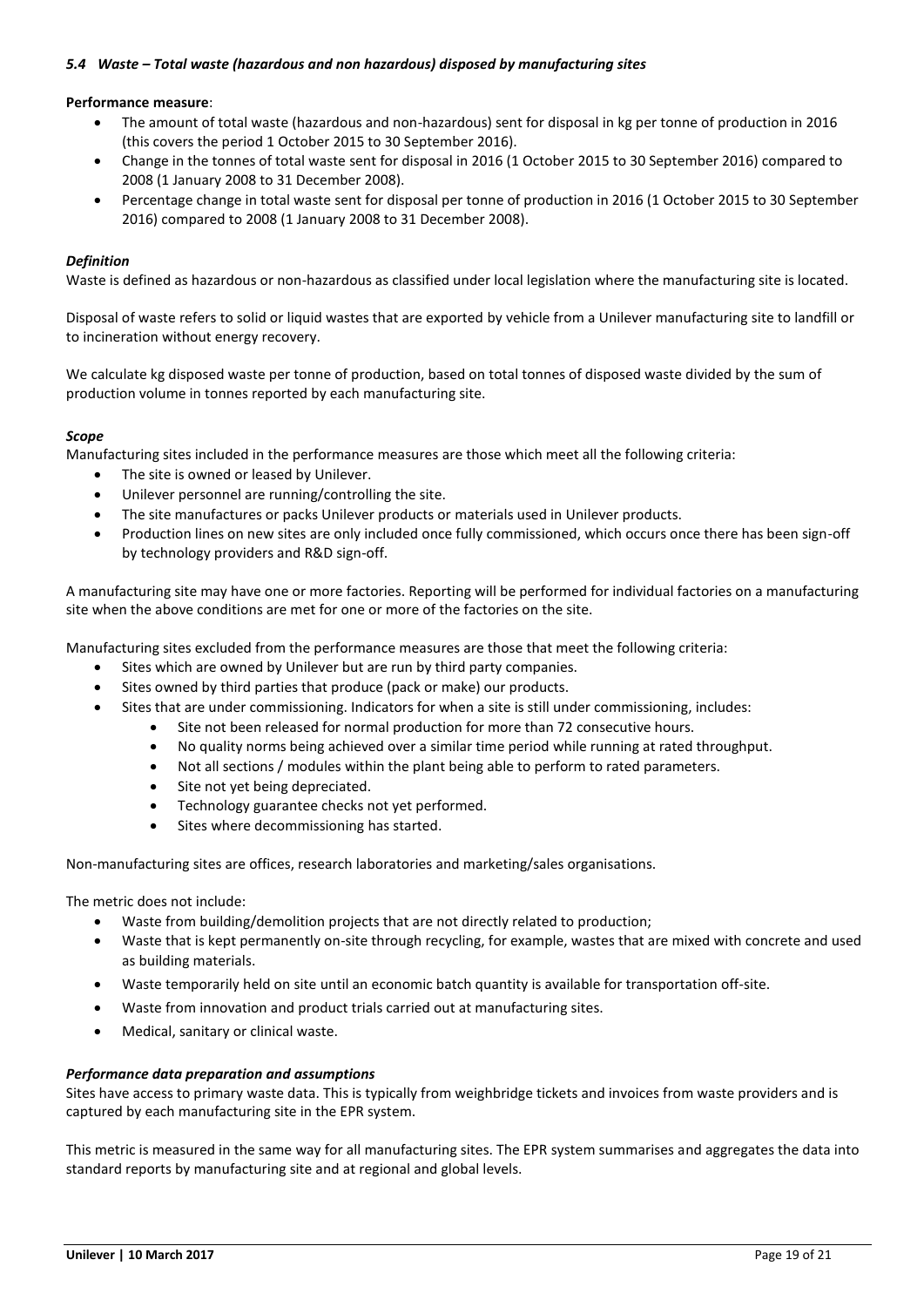### *5.4 Waste – Total waste (hazardous and non hazardous) disposed by manufacturing sites*

**Performance measure**:

- The amount of total waste (hazardous and non-hazardous) sent for disposal in kg per tonne of production in 2016 (this covers the period 1 October 2015 to 30 September 2016).
- Change in the tonnes of total waste sent for disposal in 2016 (1 October 2015 to 30 September 2016) compared to 2008 (1 January 2008 to 31 December 2008).
- Percentage change in total waste sent for disposal per tonne of production in 2016 (1 October 2015 to 30 September 2016) compared to 2008 (1 January 2008 to 31 December 2008).

***Definition***

Waste is defined as hazardous or non-hazardous as classified under local legislation where the manufacturing site is located.

Disposal of waste refers to solid or liquid wastes that are exported by vehicle from a Unilever manufacturing site to landfill or to incineration without energy recovery.

We calculate kg disposed waste per tonne of production, based on total tonnes of disposed waste divided by the sum of production volume in tonnes reported by each manufacturing site.

***Scope***

Manufacturing sites included in the performance measures are those which meet all the following criteria:

- The site is owned or leased by Unilever.
- Unilever personnel are running/controlling the site.
- The site manufactures or packs Unilever products or materials used in Unilever products.
- Production lines on new sites are only included once fully commissioned, which occurs once there has been sign-off by technology providers and R&D sign-off.

A manufacturing site may have one or more factories. Reporting will be performed for individual factories on a manufacturing site when the above conditions are met for one or more of the factories on the site.

Manufacturing sites excluded from the performance measures are those that meet the following criteria:

- Sites which are owned by Unilever but are run by third party companies.
- Sites owned by third parties that produce (pack or make) our products.
- Sites that are under commissioning. Indicators for when a site is still under commissioning, includes:
  - Site not been released for normal production for more than 72 consecutive hours.
  - No quality norms being achieved over a similar time period while running at rated throughput.
  - Not all sections / modules within the plant being able to perform to rated parameters.
  - Site not yet being depreciated.
  - Technology guarantee checks not yet performed.
  - Sites where decommissioning has started.

Non-manufacturing sites are offices, research laboratories and marketing/sales organisations.

The metric does not include:

- Waste from building/demolition projects that are not directly related to production;
- Waste that is kept permanently on-site through recycling, for example, wastes that are mixed with concrete and used as building materials.
- Waste temporarily held on site until an economic batch quantity is available for transportation off-site.
- Waste from innovation and product trials carried out at manufacturing sites.
- Medical, sanitary or clinical waste.

***Performance data preparation and assumptions***

Sites have access to primary waste data. This is typically from weighbridge tickets and invoices from waste providers and is captured by each manufacturing site in the EPR system.

This metric is measured in the same way for all manufacturing sites. The EPR system summarises and aggregates the data into standard reports by manufacturing site and at regional and global levels.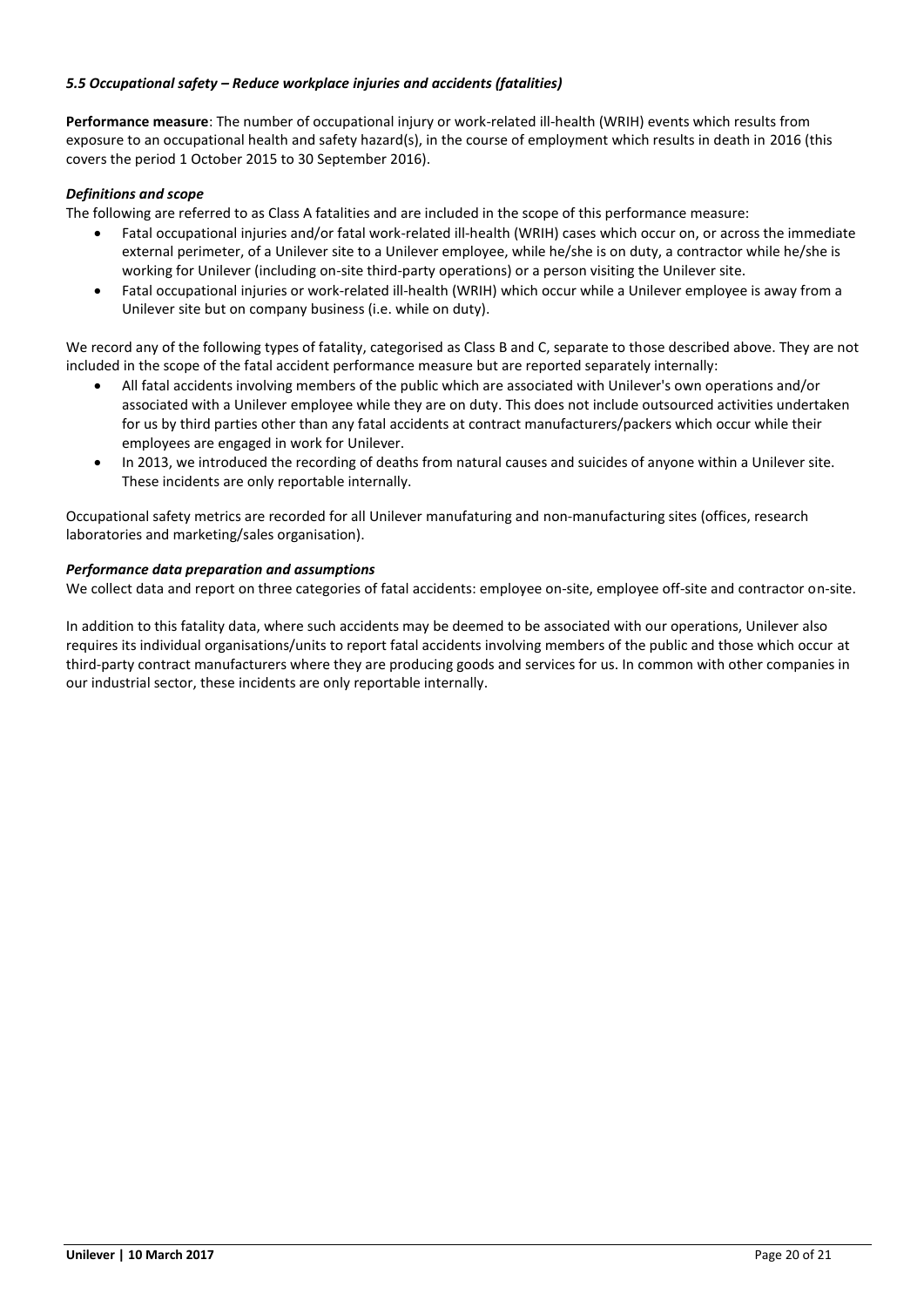### *5.5 Occupational safety – Reduce workplace injuries and accidents (fatalities)*

**Performance measure**: The number of occupational injury or work-related ill-health (WRIH) events which results from exposure to an occupational health and safety hazard(s), in the course of employment which results in death in 2016 (this covers the period 1 October 2015 to 30 September 2016).

***Definitions and scope***

The following are referred to as Class A fatalities and are included in the scope of this performance measure:

- Fatal occupational injuries and/or fatal work-related ill-health (WRIH) cases which occur on, or across the immediate external perimeter, of a Unilever site to a Unilever employee, while he/she is on duty, a contractor while he/she is working for Unilever (including on-site third-party operations) or a person visiting the Unilever site.
- Fatal occupational injuries or work-related ill-health (WRIH) which occur while a Unilever employee is away from a Unilever site but on company business (i.e. while on duty).

We record any of the following types of fatality, categorised as Class B and C, separate to those described above. They are not included in the scope of the fatal accident performance measure but are reported separately internally:

- All fatal accidents involving members of the public which are associated with Unilever's own operations and/or associated with a Unilever employee while they are on duty. This does not include outsourced activities undertaken for us by third parties other than any fatal accidents at contract manufacturers/packers which occur while their employees are engaged in work for Unilever.
- In 2013, we introduced the recording of deaths from natural causes and suicides of anyone within a Unilever site. These incidents are only reportable internally.

Occupational safety metrics are recorded for all Unilever manufaturing and non-manufacturing sites (offices, research laboratories and marketing/sales organisation).

***Performance data preparation and assumptions***

We collect data and report on three categories of fatal accidents: employee on-site, employee off-site and contractor on-site.

In addition to this fatality data, where such accidents may be deemed to be associated with our operations, Unilever also requires its individual organisations/units to report fatal accidents involving members of the public and those which occur at third-party contract manufacturers where they are producing goods and services for us. In common with other companies in our industrial sector, these incidents are only reportable internally.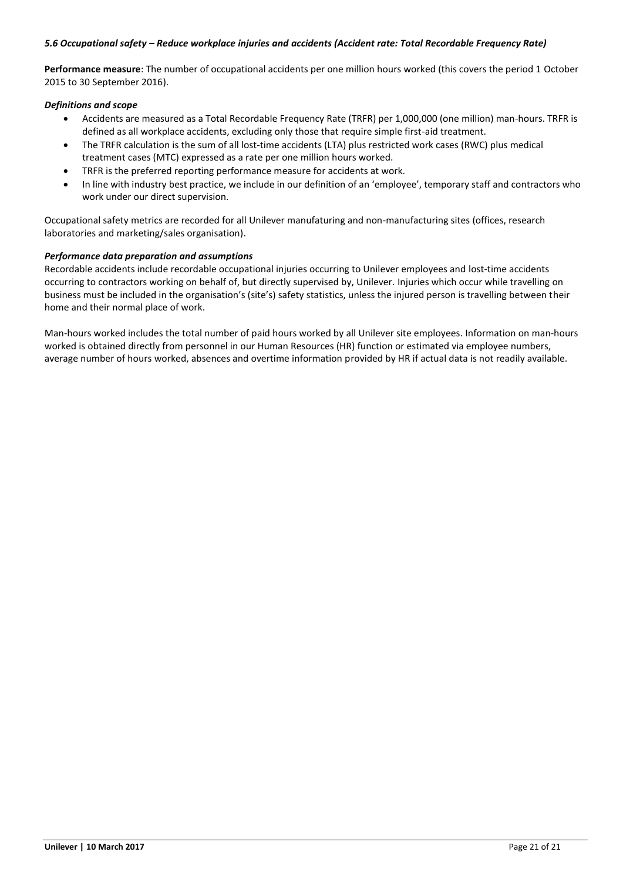### *5.6 Occupational safety – Reduce workplace injuries and accidents (Accident rate: Total Recordable Frequency Rate)*

**Performance measure**: The number of occupational accidents per one million hours worked (this covers the period 1 October 2015 to 30 September 2016).

***Definitions and scope***

- Accidents are measured as a Total Recordable Frequency Rate (TRFR) per 1,000,000 (one million) man-hours. TRFR is defined as all workplace accidents, excluding only those that require simple first-aid treatment.
- The TRFR calculation is the sum of all lost-time accidents (LTA) plus restricted work cases (RWC) plus medical treatment cases (MTC) expressed as a rate per one million hours worked.
- TRFR is the preferred reporting performance measure for accidents at work.
- In line with industry best practice, we include in our definition of an 'employee', temporary staff and contractors who work under our direct supervision.

Occupational safety metrics are recorded for all Unilever manufaturing and non-manufacturing sites (offices, research laboratories and marketing/sales organisation).

***Performance data preparation and assumptions***

Recordable accidents include recordable occupational injuries occurring to Unilever employees and lost-time accidents occurring to contractors working on behalf of, but directly supervised by, Unilever. Injuries which occur while travelling on business must be included in the organisation's (site's) safety statistics, unless the injured person is travelling between their home and their normal place of work.

Man-hours worked includes the total number of paid hours worked by all Unilever site employees. Information on man-hours worked is obtained directly from personnel in our Human Resources (HR) function or estimated via employee numbers, average number of hours worked, absences and overtime information provided by HR if actual data is not readily available.